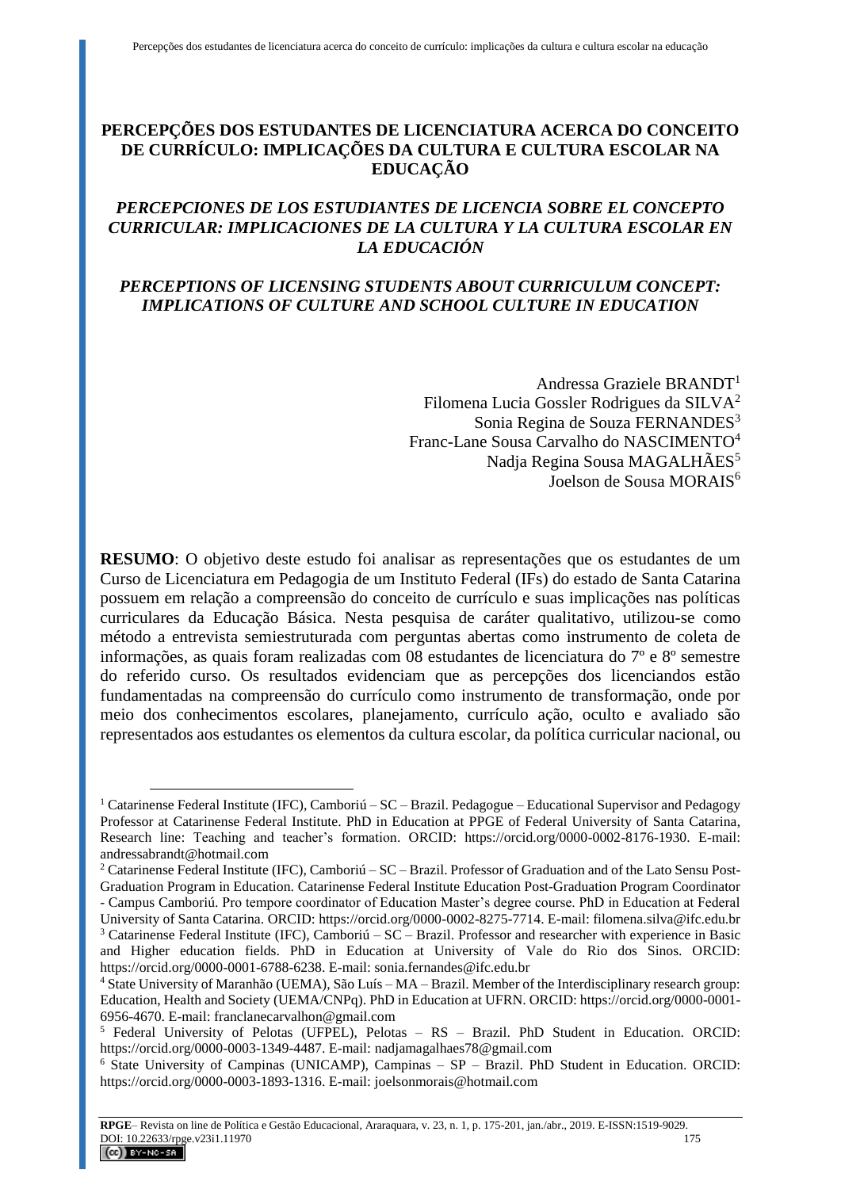# PERCEPÇÕES DOS ESTUDANTES DE LICENCIATURA ACERCA DO CONCEITO DE CURRÍCULO: IMPLICAÇÕES DA CULTURA E CULTURA ESCOLAR NA EDUCAÇÃO

## *PERCEPCIONES DE LOS ESTUDIANTES DE LICENCIA SOBRE EL CONCEPTO CURRICULAR: IMPLICACIONES DE LA CULTURA Y LA CULTURA ESCOLAR EN LA EDUCACIÓN*

## *PERCEPTIONS OF LICENSING STUDENTS ABOUT CURRICULUM CONCEPT: IMPLICATIONS OF CULTURE AND SCHOOL CULTURE IN EDUCATION*

Andressa Graziele BRANDT[1]
Filomena Lucia Gossler Rodrigues da SILVA[2]
Sonia Regina de Souza FERNANDES[3]
Franc-Lane Sousa Carvalho do NASCIMENTO[4]
Nadja Regina Sousa MAGALHÃES[5]
Joelson de Sousa MORAIS[6]

**RESUMO**: O objetivo deste estudo foi analisar as representações que os estudantes de um Curso de Licenciatura em Pedagogia de um Instituto Federal (IFs) do estado de Santa Catarina possuem em relação a compreensão do conceito de currículo e suas implicações nas políticas curriculares da Educação Básica. Nesta pesquisa de caráter qualitativo, utilizou-se como método a entrevista semiestruturada com perguntas abertas como instrumento de coleta de informações, as quais foram realizadas com 08 estudantes de licenciatura do 7º e 8º semestre do referido curso. Os resultados evidenciam que as percepções dos licenciandos estão fundamentadas na compreensão do currículo como instrumento de transformação, onde por meio dos conhecimentos escolares, planejamento, currículo ação, oculto e avaliado são representados aos estudantes os elementos da cultura escolar, da política curricular nacional, ou

---

[1] Catarinense Federal Institute (IFC), Camboriú – SC – Brazil. Pedagogue – Educational Supervisor and Pedagogy Professor at Catarinense Federal Institute. PhD in Education at PPGE of Federal University of Santa Catarina, Research line: Teaching and teacher's formation. ORCID: https://orcid.org/0000-0002-8176-1930. E-mail: andressabrandt@hotmail.com

[2] Catarinense Federal Institute (IFC), Camboriú – SC – Brazil. Professor of Graduation and of the Lato Sensu Post-Graduation Program in Education. Catarinense Federal Institute Education Post-Graduation Program Coordinator - Campus Camboriú. Pro tempore coordinator of Education Master's degree course. PhD in Education at Federal University of Santa Catarina. ORCID: https://orcid.org/0000-0002-8275-7714. E-mail: filomena.silva@ifc.edu.br

[3] Catarinense Federal Institute (IFC), Camboriú – SC – Brazil. Professor and researcher with experience in Basic and Higher education fields. PhD in Education at University of Vale do Rio dos Sinos. ORCID: https://orcid.org/0000-0001-6788-6238. E-mail: sonia.fernandes@ifc.edu.br

[4] State University of Maranhão (UEMA), São Luís – MA – Brazil. Member of the Interdisciplinary research group: Education, Health and Society (UEMA/CNPq). PhD in Education at UFRN. ORCID: https://orcid.org/0000-0001-6956-4670. E-mail: franclanecarvalhon@gmail.com

[5] Federal University of Pelotas (UFPEL), Pelotas – RS – Brazil. PhD Student in Education. ORCID: https://orcid.org/0000-0003-1349-4487. E-mail: nadjamagalhaes78@gmail.com

[6] State University of Campinas (UNICAMP), Campinas – SP – Brazil. PhD Student in Education. ORCID: https://orcid.org/0000-0003-1893-1316. E-mail: joelsonmorais@hotmail.com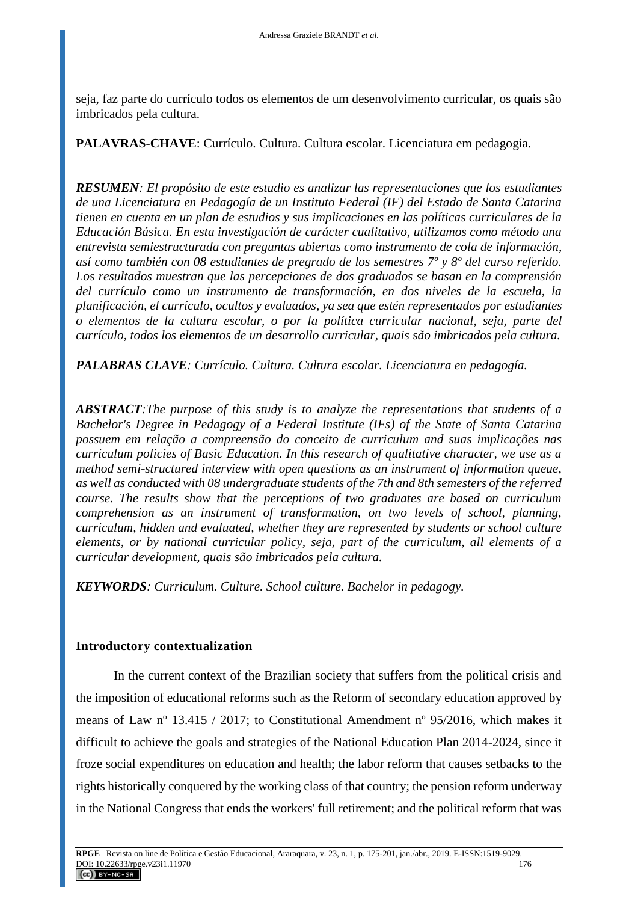seja, faz parte do currículo todos os elementos de um desenvolvimento curricular, os quais são imbricados pela cultura.

**PALAVRAS-CHAVE**: Currículo. Cultura. Cultura escolar. Licenciatura em pedagogia.

***RESUMEN****: El propósito de este estudio es analizar las representaciones que los estudiantes de una Licenciatura en Pedagogía de un Instituto Federal (IF) del Estado de Santa Catarina tienen en cuenta en un plan de estudios y sus implicaciones en las políticas curriculares de la Educación Básica. En esta investigación de carácter cualitativo, utilizamos como método una entrevista semiestructurada con preguntas abiertas como instrumento de cola de información, así como también con 08 estudiantes de pregrado de los semestres 7º y 8º del curso referido. Los resultados muestran que las percepciones de dos graduados se basan en la comprensión del currículo como un instrumento de transformación, en dos niveles de la escuela, la planificación, el currículo, ocultos y evaluados, ya sea que estén representados por estudiantes o elementos de la cultura escolar, o por la política curricular nacional, seja, parte del currículo, todos los elementos de un desarrollo curricular, quais são imbricados pela cultura.*

***PALABRAS CLAVE****: Currículo. Cultura. Cultura escolar. Licenciatura en pedagogía.*

***ABSTRACT****:The purpose of this study is to analyze the representations that students of a Bachelor's Degree in Pedagogy of a Federal Institute (IFs) of the State of Santa Catarina possuem em relação a compreensão do conceito de curriculum and suas implicações nas curriculum policies of Basic Education. In this research of qualitative character, we use as a method semi-structured interview with open questions as an instrument of information queue, as well as conducted with 08 undergraduate students of the 7th and 8th semesters of the referred course. The results show that the perceptions of two graduates are based on curriculum comprehension as an instrument of transformation, on two levels of school, planning, curriculum, hidden and evaluated, whether they are represented by students or school culture elements, or by national curricular policy, seja, part of the curriculum, all elements of a curricular development, quais são imbricados pela cultura.*

***KEYWORDS****: Curriculum. Culture. School culture. Bachelor in pedagogy.*

## Introductory contextualization

In the current context of the Brazilian society that suffers from the political crisis and the imposition of educational reforms such as the Reform of secondary education approved by means of Law nº 13.415 / 2017; to Constitutional Amendment nº 95/2016, which makes it difficult to achieve the goals and strategies of the National Education Plan 2014-2024, since it froze social expenditures on education and health; the labor reform that causes setbacks to the rights historically conquered by the working class of that country; the pension reform underway in the National Congress that ends the workers' full retirement; and the political reform that was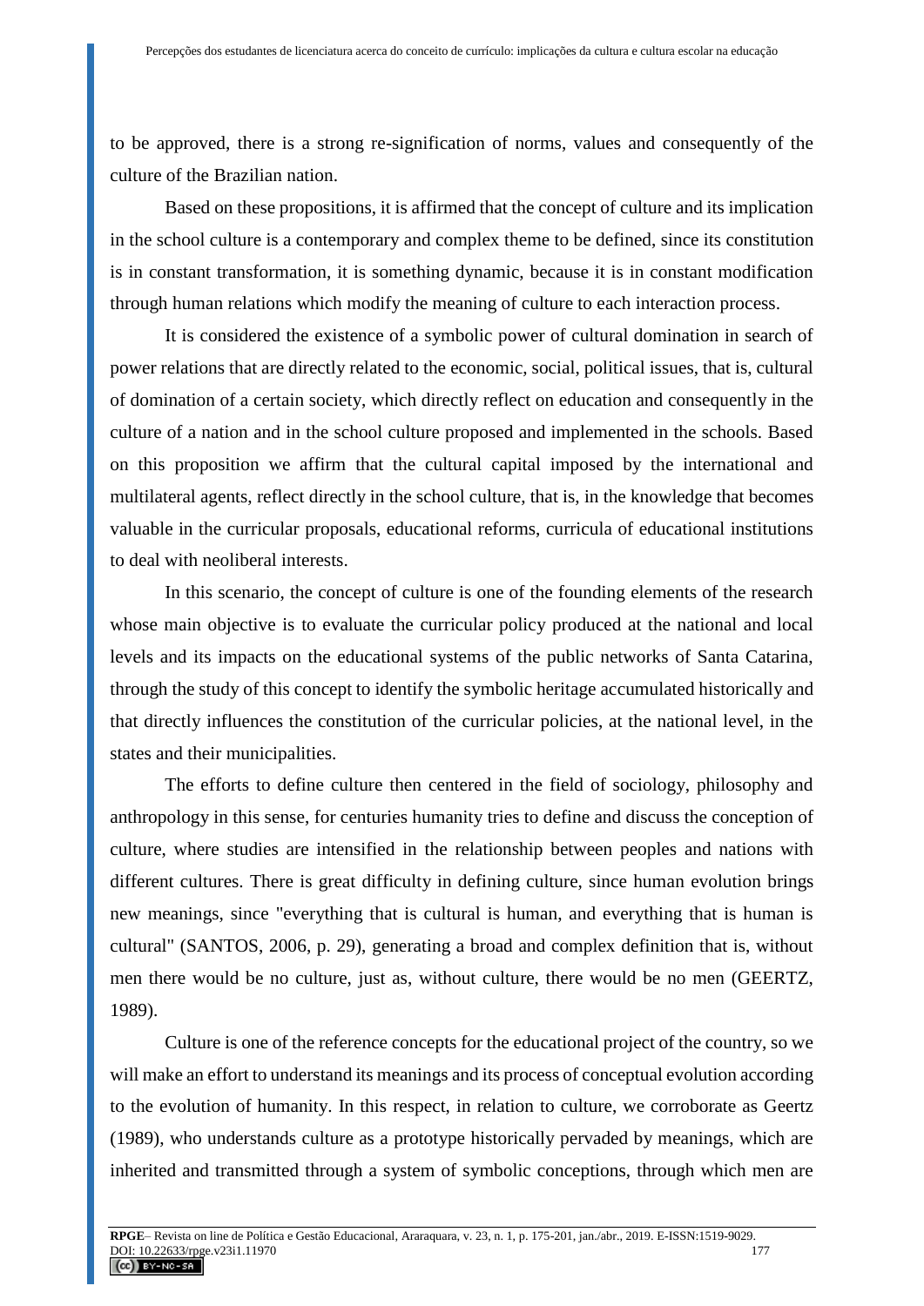to be approved, there is a strong re-signification of norms, values and consequently of the culture of the Brazilian nation.

Based on these propositions, it is affirmed that the concept of culture and its implication in the school culture is a contemporary and complex theme to be defined, since its constitution is in constant transformation, it is something dynamic, because it is in constant modification through human relations which modify the meaning of culture to each interaction process.

It is considered the existence of a symbolic power of cultural domination in search of power relations that are directly related to the economic, social, political issues, that is, cultural of domination of a certain society, which directly reflect on education and consequently in the culture of a nation and in the school culture proposed and implemented in the schools. Based on this proposition we affirm that the cultural capital imposed by the international and multilateral agents, reflect directly in the school culture, that is, in the knowledge that becomes valuable in the curricular proposals, educational reforms, curricula of educational institutions to deal with neoliberal interests.

In this scenario, the concept of culture is one of the founding elements of the research whose main objective is to evaluate the curricular policy produced at the national and local levels and its impacts on the educational systems of the public networks of Santa Catarina, through the study of this concept to identify the symbolic heritage accumulated historically and that directly influences the constitution of the curricular policies, at the national level, in the states and their municipalities.

The efforts to define culture then centered in the field of sociology, philosophy and anthropology in this sense, for centuries humanity tries to define and discuss the conception of culture, where studies are intensified in the relationship between peoples and nations with different cultures. There is great difficulty in defining culture, since human evolution brings new meanings, since "everything that is cultural is human, and everything that is human is cultural" (SANTOS, 2006, p. 29), generating a broad and complex definition that is, without men there would be no culture, just as, without culture, there would be no men (GEERTZ, 1989).

Culture is one of the reference concepts for the educational project of the country, so we will make an effort to understand its meanings and its process of conceptual evolution according to the evolution of humanity. In this respect, in relation to culture, we corroborate as Geertz (1989), who understands culture as a prototype historically pervaded by meanings, which are inherited and transmitted through a system of symbolic conceptions, through which men are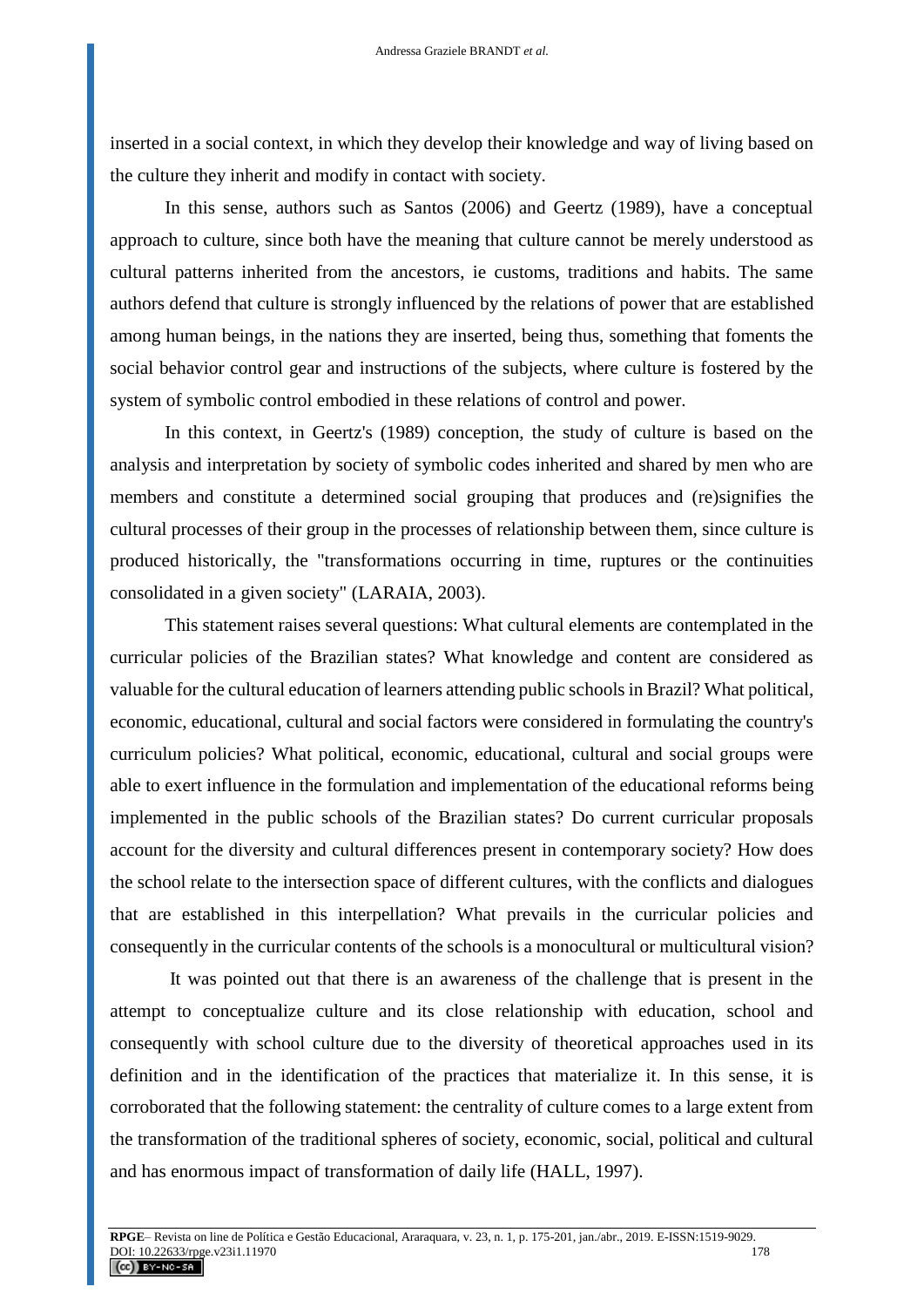inserted in a social context, in which they develop their knowledge and way of living based on the culture they inherit and modify in contact with society.

In this sense, authors such as Santos (2006) and Geertz (1989), have a conceptual approach to culture, since both have the meaning that culture cannot be merely understood as cultural patterns inherited from the ancestors, ie customs, traditions and habits. The same authors defend that culture is strongly influenced by the relations of power that are established among human beings, in the nations they are inserted, being thus, something that foments the social behavior control gear and instructions of the subjects, where culture is fostered by the system of symbolic control embodied in these relations of control and power.

In this context, in Geertz's (1989) conception, the study of culture is based on the analysis and interpretation by society of symbolic codes inherited and shared by men who are members and constitute a determined social grouping that produces and (re)signifies the cultural processes of their group in the processes of relationship between them, since culture is produced historically, the "transformations occurring in time, ruptures or the continuities consolidated in a given society" (LARAIA, 2003).

This statement raises several questions: What cultural elements are contemplated in the curricular policies of the Brazilian states? What knowledge and content are considered as valuable for the cultural education of learners attending public schools in Brazil? What political, economic, educational, cultural and social factors were considered in formulating the country's curriculum policies? What political, economic, educational, cultural and social groups were able to exert influence in the formulation and implementation of the educational reforms being implemented in the public schools of the Brazilian states? Do current curricular proposals account for the diversity and cultural differences present in contemporary society? How does the school relate to the intersection space of different cultures, with the conflicts and dialogues that are established in this interpellation? What prevails in the curricular policies and consequently in the curricular contents of the schools is a monocultural or multicultural vision?

It was pointed out that there is an awareness of the challenge that is present in the attempt to conceptualize culture and its close relationship with education, school and consequently with school culture due to the diversity of theoretical approaches used in its definition and in the identification of the practices that materialize it. In this sense, it is corroborated that the following statement: the centrality of culture comes to a large extent from the transformation of the traditional spheres of society, economic, social, political and cultural and has enormous impact of transformation of daily life (HALL, 1997).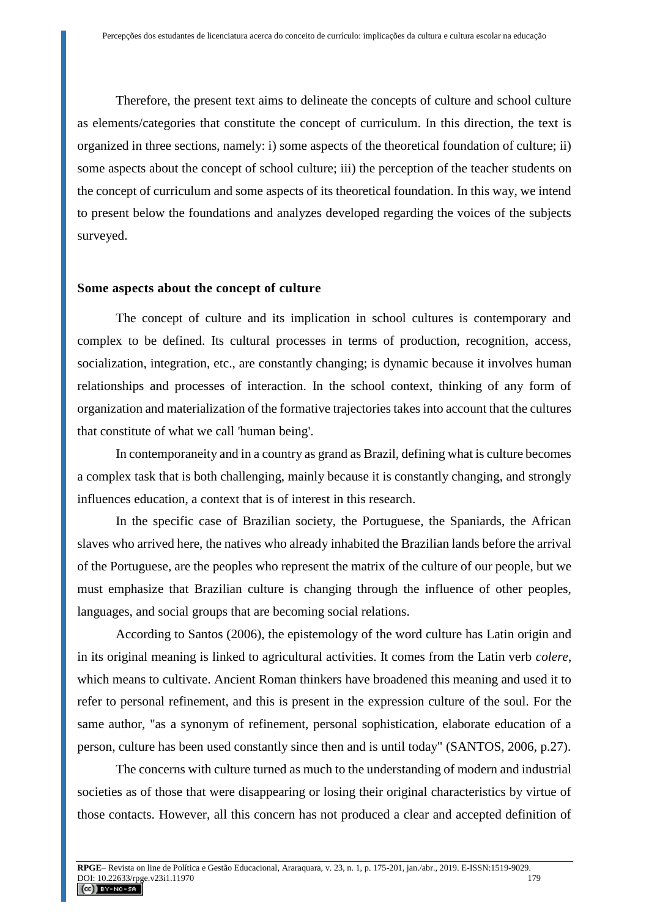Therefore, the present text aims to delineate the concepts of culture and school culture as elements/categories that constitute the concept of curriculum. In this direction, the text is organized in three sections, namely: i) some aspects of the theoretical foundation of culture; ii) some aspects about the concept of school culture; iii) the perception of the teacher students on the concept of curriculum and some aspects of its theoretical foundation. In this way, we intend to present below the foundations and analyzes developed regarding the voices of the subjects surveyed.

## Some aspects about the concept of culture

The concept of culture and its implication in school cultures is contemporary and complex to be defined. Its cultural processes in terms of production, recognition, access, socialization, integration, etc., are constantly changing; is dynamic because it involves human relationships and processes of interaction. In the school context, thinking of any form of organization and materialization of the formative trajectories takes into account that the cultures that constitute of what we call 'human being'.

In contemporaneity and in a country as grand as Brazil, defining what is culture becomes a complex task that is both challenging, mainly because it is constantly changing, and strongly influences education, a context that is of interest in this research.

In the specific case of Brazilian society, the Portuguese, the Spaniards, the African slaves who arrived here, the natives who already inhabited the Brazilian lands before the arrival of the Portuguese, are the peoples who represent the matrix of the culture of our people, but we must emphasize that Brazilian culture is changing through the influence of other peoples, languages, and social groups that are becoming social relations.

According to Santos (2006), the epistemology of the word culture has Latin origin and in its original meaning is linked to agricultural activities. It comes from the Latin verb *colere*, which means to cultivate. Ancient Roman thinkers have broadened this meaning and used it to refer to personal refinement, and this is present in the expression culture of the soul. For the same author, "as a synonym of refinement, personal sophistication, elaborate education of a person, culture has been used constantly since then and is until today" (SANTOS, 2006, p.27).

The concerns with culture turned as much to the understanding of modern and industrial societies as of those that were disappearing or losing their original characteristics by virtue of those contacts. However, all this concern has not produced a clear and accepted definition of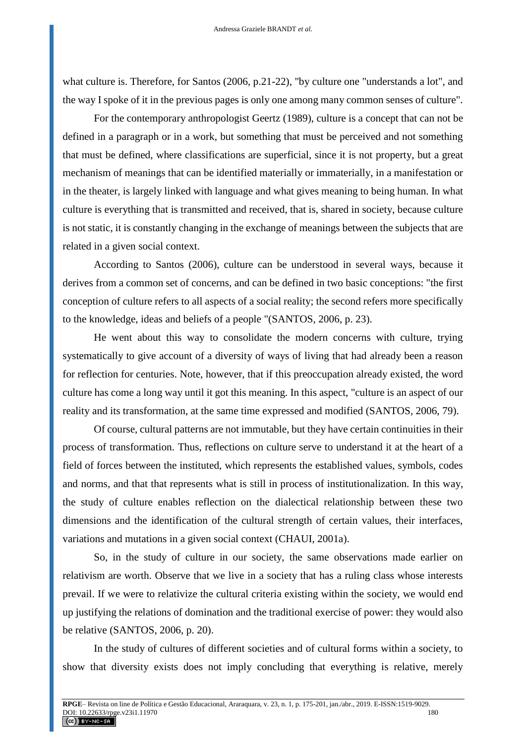what culture is. Therefore, for Santos (2006, p.21-22), "by culture one "understands a lot", and the way I spoke of it in the previous pages is only one among many common senses of culture".

For the contemporary anthropologist Geertz (1989), culture is a concept that can not be defined in a paragraph or in a work, but something that must be perceived and not something that must be defined, where classifications are superficial, since it is not property, but a great mechanism of meanings that can be identified materially or immaterially, in a manifestation or in the theater, is largely linked with language and what gives meaning to being human. In what culture is everything that is transmitted and received, that is, shared in society, because culture is not static, it is constantly changing in the exchange of meanings between the subjects that are related in a given social context.

According to Santos (2006), culture can be understood in several ways, because it derives from a common set of concerns, and can be defined in two basic conceptions: "the first conception of culture refers to all aspects of a social reality; the second refers more specifically to the knowledge, ideas and beliefs of a people "(SANTOS, 2006, p. 23).

He went about this way to consolidate the modern concerns with culture, trying systematically to give account of a diversity of ways of living that had already been a reason for reflection for centuries. Note, however, that if this preoccupation already existed, the word culture has come a long way until it got this meaning. In this aspect, "culture is an aspect of our reality and its transformation, at the same time expressed and modified (SANTOS, 2006, 79).

Of course, cultural patterns are not immutable, but they have certain continuities in their process of transformation. Thus, reflections on culture serve to understand it at the heart of a field of forces between the instituted, which represents the established values, symbols, codes and norms, and that that represents what is still in process of institutionalization. In this way, the study of culture enables reflection on the dialectical relationship between these two dimensions and the identification of the cultural strength of certain values, their interfaces, variations and mutations in a given social context (CHAUI, 2001a).

So, in the study of culture in our society, the same observations made earlier on relativism are worth. Observe that we live in a society that has a ruling class whose interests prevail. If we were to relativize the cultural criteria existing within the society, we would end up justifying the relations of domination and the traditional exercise of power: they would also be relative (SANTOS, 2006, p. 20).

In the study of cultures of different societies and of cultural forms within a society, to show that diversity exists does not imply concluding that everything is relative, merely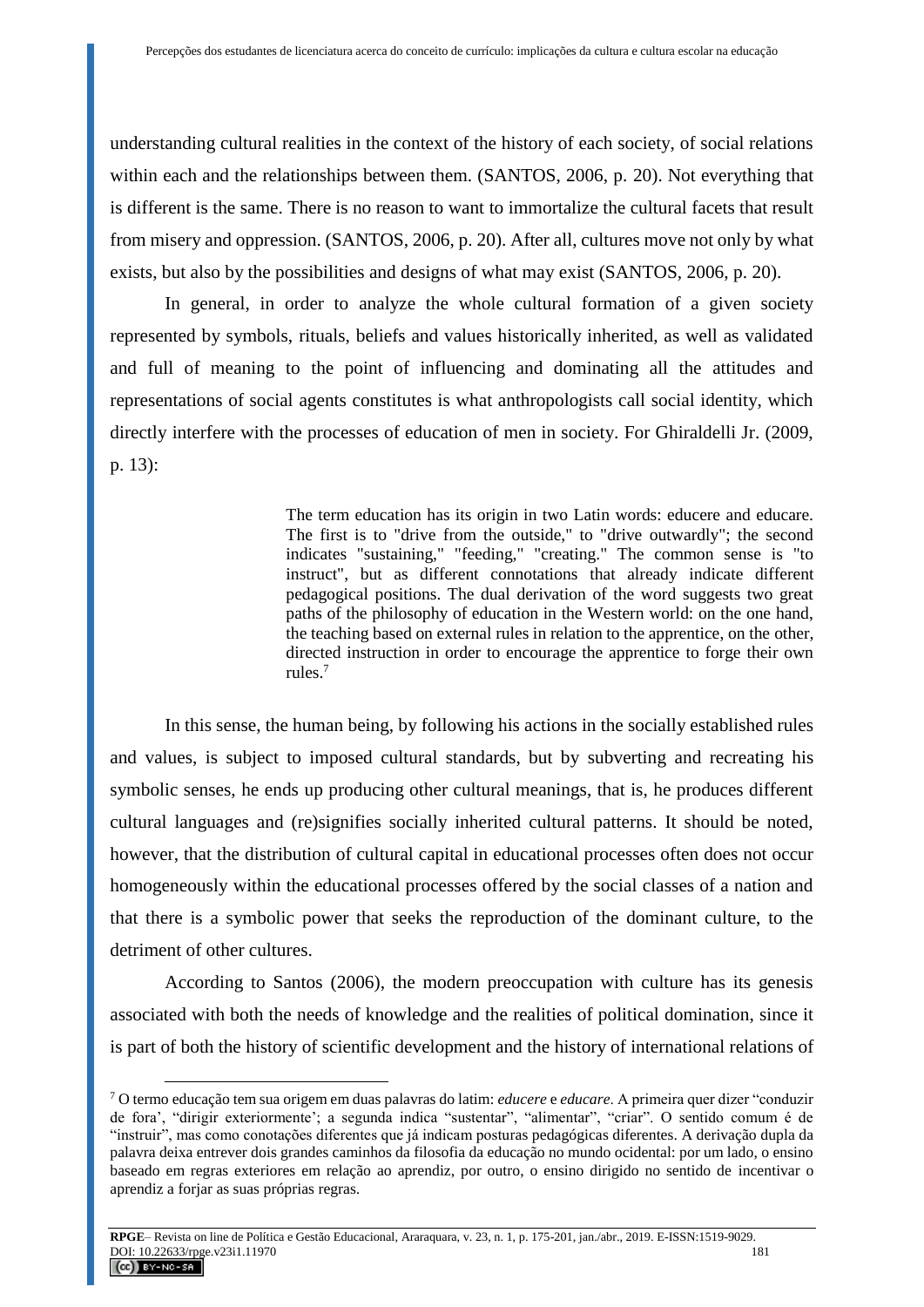understanding cultural realities in the context of the history of each society, of social relations within each and the relationships between them. (SANTOS, 2006, p. 20). Not everything that is different is the same. There is no reason to want to immortalize the cultural facets that result from misery and oppression. (SANTOS, 2006, p. 20). After all, cultures move not only by what exists, but also by the possibilities and designs of what may exist (SANTOS, 2006, p. 20).

In general, in order to analyze the whole cultural formation of a given society represented by symbols, rituals, beliefs and values historically inherited, as well as validated and full of meaning to the point of influencing and dominating all the attitudes and representations of social agents constitutes is what anthropologists call social identity, which directly interfere with the processes of education of men in society. For Ghiraldelli Jr. (2009, p. 13):

> The term education has its origin in two Latin words: educere and educare. The first is to "drive from the outside," to "drive outwardly"; the second indicates "sustaining," "feeding," "creating." The common sense is "to instruct", but as different connotations that already indicate different pedagogical positions. The dual derivation of the word suggests two great paths of the philosophy of education in the Western world: on the one hand, the teaching based on external rules in relation to the apprentice, on the other, directed instruction in order to encourage the apprentice to forge their own rules.[7]

In this sense, the human being, by following his actions in the socially established rules and values, is subject to imposed cultural standards, but by subverting and recreating his symbolic senses, he ends up producing other cultural meanings, that is, he produces different cultural languages and (re)signifies socially inherited cultural patterns. It should be noted, however, that the distribution of cultural capital in educational processes often does not occur homogeneously within the educational processes offered by the social classes of a nation and that there is a symbolic power that seeks the reproduction of the dominant culture, to the detriment of other cultures.

According to Santos (2006), the modern preoccupation with culture has its genesis associated with both the needs of knowledge and the realities of political domination, since it is part of both the history of scientific development and the history of international relations of

---

[7] O termo educação tem sua origem em duas palavras do latim: *educere* e *educare*. A primeira quer dizer "conduzir de fora', "dirigir exteriormente'; a segunda indica "sustentar", "alimentar", "criar". O sentido comum é de "instruir", mas como conotações diferentes que já indicam posturas pedagógicas diferentes. A derivação dupla da palavra deixa entrever dois grandes caminhos da filosofia da educação no mundo ocidental: por um lado, o ensino baseado em regras exteriores em relação ao aprendiz, por outro, o ensino dirigido no sentido de incentivar o aprendiz a forjar as suas próprias regras.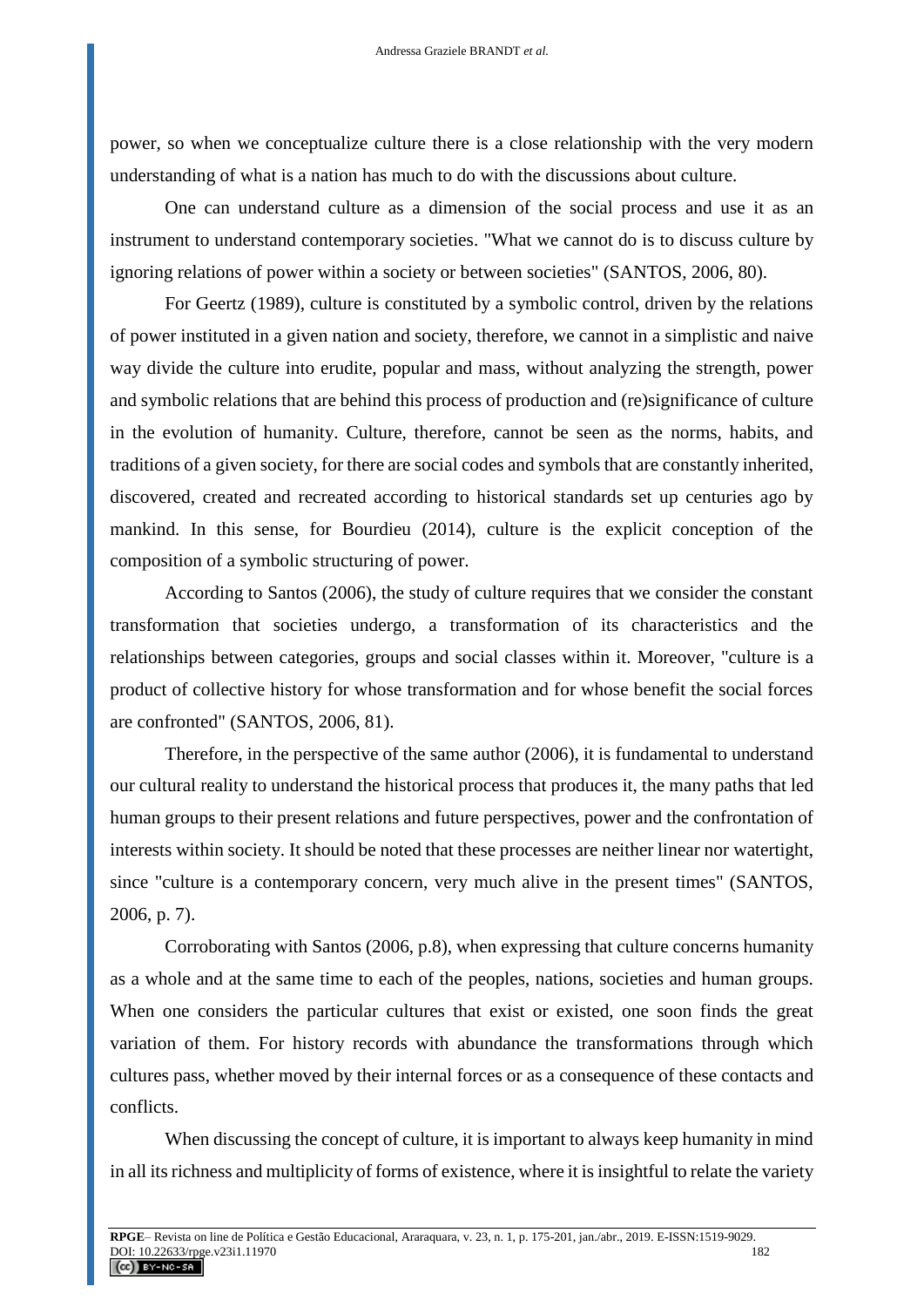power, so when we conceptualize culture there is a close relationship with the very modern understanding of what is a nation has much to do with the discussions about culture.

One can understand culture as a dimension of the social process and use it as an instrument to understand contemporary societies. "What we cannot do is to discuss culture by ignoring relations of power within a society or between societies" (SANTOS, 2006, 80).

For Geertz (1989), culture is constituted by a symbolic control, driven by the relations of power instituted in a given nation and society, therefore, we cannot in a simplistic and naive way divide the culture into erudite, popular and mass, without analyzing the strength, power and symbolic relations that are behind this process of production and (re)significance of culture in the evolution of humanity. Culture, therefore, cannot be seen as the norms, habits, and traditions of a given society, for there are social codes and symbols that are constantly inherited, discovered, created and recreated according to historical standards set up centuries ago by mankind. In this sense, for Bourdieu (2014), culture is the explicit conception of the composition of a symbolic structuring of power.

According to Santos (2006), the study of culture requires that we consider the constant transformation that societies undergo, a transformation of its characteristics and the relationships between categories, groups and social classes within it. Moreover, "culture is a product of collective history for whose transformation and for whose benefit the social forces are confronted" (SANTOS, 2006, 81).

Therefore, in the perspective of the same author (2006), it is fundamental to understand our cultural reality to understand the historical process that produces it, the many paths that led human groups to their present relations and future perspectives, power and the confrontation of interests within society. It should be noted that these processes are neither linear nor watertight, since "culture is a contemporary concern, very much alive in the present times" (SANTOS, 2006, p. 7).

Corroborating with Santos (2006, p.8), when expressing that culture concerns humanity as a whole and at the same time to each of the peoples, nations, societies and human groups. When one considers the particular cultures that exist or existed, one soon finds the great variation of them. For history records with abundance the transformations through which cultures pass, whether moved by their internal forces or as a consequence of these contacts and conflicts.

When discussing the concept of culture, it is important to always keep humanity in mind in all its richness and multiplicity of forms of existence, where it is insightful to relate the variety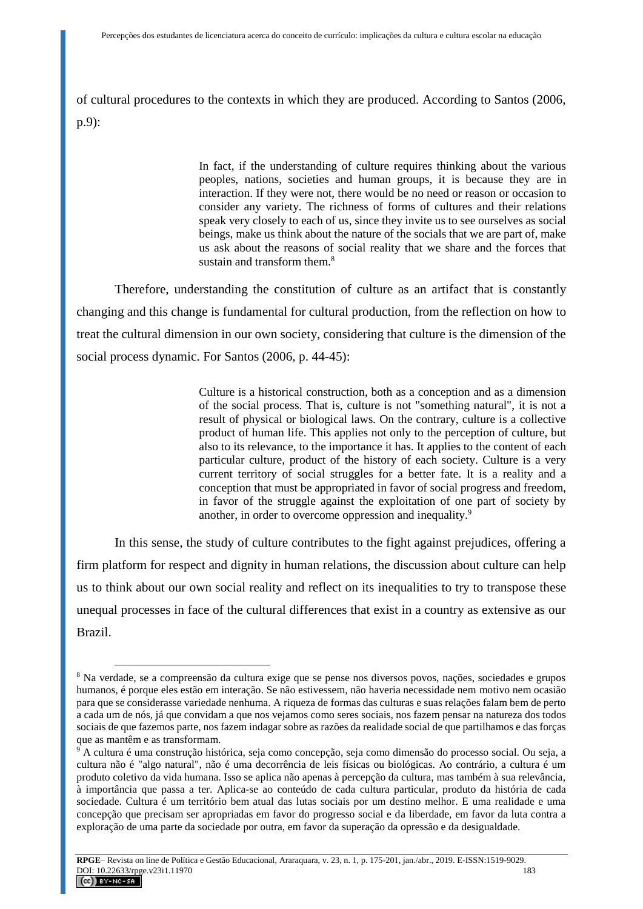of cultural procedures to the contexts in which they are produced. According to Santos (2006, p.9):

> In fact, if the understanding of culture requires thinking about the various peoples, nations, societies and human groups, it is because they are in interaction. If they were not, there would be no need or reason or occasion to consider any variety. The richness of forms of cultures and their relations speak very closely to each of us, since they invite us to see ourselves as social beings, make us think about the nature of the socials that we are part of, make us ask about the reasons of social reality that we share and the forces that sustain and transform them.[8]

Therefore, understanding the constitution of culture as an artifact that is constantly changing and this change is fundamental for cultural production, from the reflection on how to treat the cultural dimension in our own society, considering that culture is the dimension of the social process dynamic. For Santos (2006, p. 44-45):

> Culture is a historical construction, both as a conception and as a dimension of the social process. That is, culture is not "something natural", it is not a result of physical or biological laws. On the contrary, culture is a collective product of human life. This applies not only to the perception of culture, but also to its relevance, to the importance it has. It applies to the content of each particular culture, product of the history of each society. Culture is a very current territory of social struggles for a better fate. It is a reality and a conception that must be appropriated in favor of social progress and freedom, in favor of the struggle against the exploitation of one part of society by another, in order to overcome oppression and inequality.[9]

In this sense, the study of culture contributes to the fight against prejudices, offering a firm platform for respect and dignity in human relations, the discussion about culture can help us to think about our own social reality and reflect on its inequalities to try to transpose these unequal processes in face of the cultural differences that exist in a country as extensive as our Brazil.

---

[8] Na verdade, se a compreensão da cultura exige que se pense nos diversos povos, nações, sociedades e grupos humanos, é porque eles estão em interação. Se não estivessem, não haveria necessidade nem motivo nem ocasião para que se considerasse variedade nenhuma. A riqueza de formas das culturas e suas relações falam bem de perto a cada um de nós, já que convidam a que nos vejamos como seres sociais, nos fazem pensar na natureza dos todos sociais de que fazemos parte, nos fazem indagar sobre as razões da realidade social de que partilhamos e das forças que as mantêm e as transformam.

[9] A cultura é uma construção histórica, seja como concepção, seja como dimensão do processo social. Ou seja, a cultura não é "algo natural", não é uma decorrência de leis físicas ou biológicas. Ao contrário, a cultura é um produto coletivo da vida humana. Isso se aplica não apenas à percepção da cultura, mas também à sua relevância, à importância que passa a ter. Aplica-se ao conteúdo de cada cultura particular, produto da história de cada sociedade. Cultura é um território bem atual das lutas sociais por um destino melhor. E uma realidade e uma concepção que precisam ser apropriadas em favor do progresso social e da liberdade, em favor da luta contra a exploração de uma parte da sociedade por outra, em favor da superação da opressão e da desigualdade.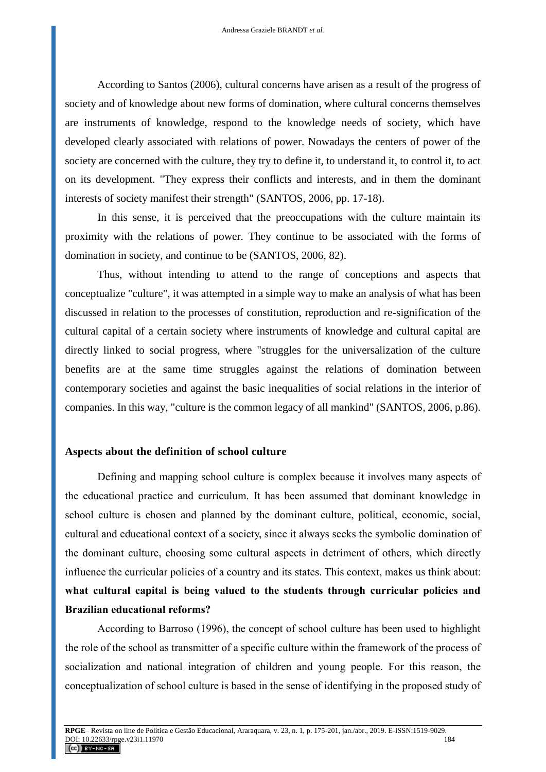According to Santos (2006), cultural concerns have arisen as a result of the progress of society and of knowledge about new forms of domination, where cultural concerns themselves are instruments of knowledge, respond to the knowledge needs of society, which have developed clearly associated with relations of power. Nowadays the centers of power of the society are concerned with the culture, they try to define it, to understand it, to control it, to act on its development. "They express their conflicts and interests, and in them the dominant interests of society manifest their strength" (SANTOS, 2006, pp. 17-18).

In this sense, it is perceived that the preoccupations with the culture maintain its proximity with the relations of power. They continue to be associated with the forms of domination in society, and continue to be (SANTOS, 2006, 82).

Thus, without intending to attend to the range of conceptions and aspects that conceptualize "culture", it was attempted in a simple way to make an analysis of what has been discussed in relation to the processes of constitution, reproduction and re-signification of the cultural capital of a certain society where instruments of knowledge and cultural capital are directly linked to social progress, where "struggles for the universalization of the culture benefits are at the same time struggles against the relations of domination between contemporary societies and against the basic inequalities of social relations in the interior of companies. In this way, "culture is the common legacy of all mankind" (SANTOS, 2006, p.86).

## Aspects about the definition of school culture

Defining and mapping school culture is complex because it involves many aspects of the educational practice and curriculum. It has been assumed that dominant knowledge in school culture is chosen and planned by the dominant culture, political, economic, social, cultural and educational context of a society, since it always seeks the symbolic domination of the dominant culture, choosing some cultural aspects in detriment of others, which directly influence the curricular policies of a country and its states. This context, makes us think about: **what cultural capital is being valued to the students through curricular policies and Brazilian educational reforms?**

According to Barroso (1996), the concept of school culture has been used to highlight the role of the school as transmitter of a specific culture within the framework of the process of socialization and national integration of children and young people. For this reason, the conceptualization of school culture is based in the sense of identifying in the proposed study of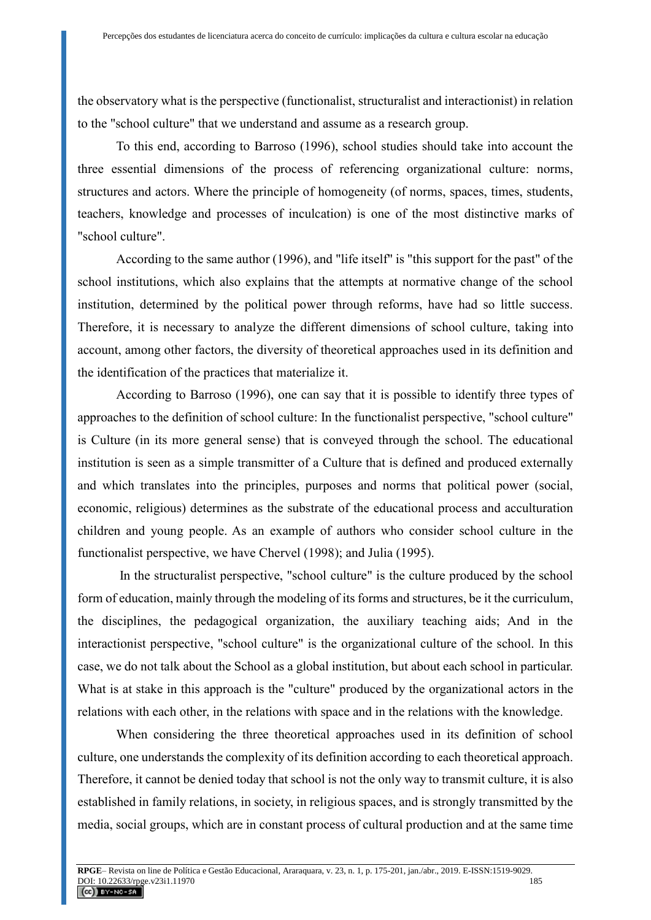the observatory what is the perspective (functionalist, structuralist and interactionist) in relation to the "school culture" that we understand and assume as a research group.

To this end, according to Barroso (1996), school studies should take into account the three essential dimensions of the process of referencing organizational culture: norms, structures and actors. Where the principle of homogeneity (of norms, spaces, times, students, teachers, knowledge and processes of inculcation) is one of the most distinctive marks of "school culture".

According to the same author (1996), and "life itself" is "this support for the past" of the school institutions, which also explains that the attempts at normative change of the school institution, determined by the political power through reforms, have had so little success. Therefore, it is necessary to analyze the different dimensions of school culture, taking into account, among other factors, the diversity of theoretical approaches used in its definition and the identification of the practices that materialize it.

According to Barroso (1996), one can say that it is possible to identify three types of approaches to the definition of school culture: In the functionalist perspective, "school culture" is Culture (in its more general sense) that is conveyed through the school. The educational institution is seen as a simple transmitter of a Culture that is defined and produced externally and which translates into the principles, purposes and norms that political power (social, economic, religious) determines as the substrate of the educational process and acculturation children and young people. As an example of authors who consider school culture in the functionalist perspective, we have Chervel (1998); and Julia (1995).

In the structuralist perspective, "school culture" is the culture produced by the school form of education, mainly through the modeling of its forms and structures, be it the curriculum, the disciplines, the pedagogical organization, the auxiliary teaching aids; And in the interactionist perspective, "school culture" is the organizational culture of the school. In this case, we do not talk about the School as a global institution, but about each school in particular. What is at stake in this approach is the "culture" produced by the organizational actors in the relations with each other, in the relations with space and in the relations with the knowledge.

When considering the three theoretical approaches used in its definition of school culture, one understands the complexity of its definition according to each theoretical approach. Therefore, it cannot be denied today that school is not the only way to transmit culture, it is also established in family relations, in society, in religious spaces, and is strongly transmitted by the media, social groups, which are in constant process of cultural production and at the same time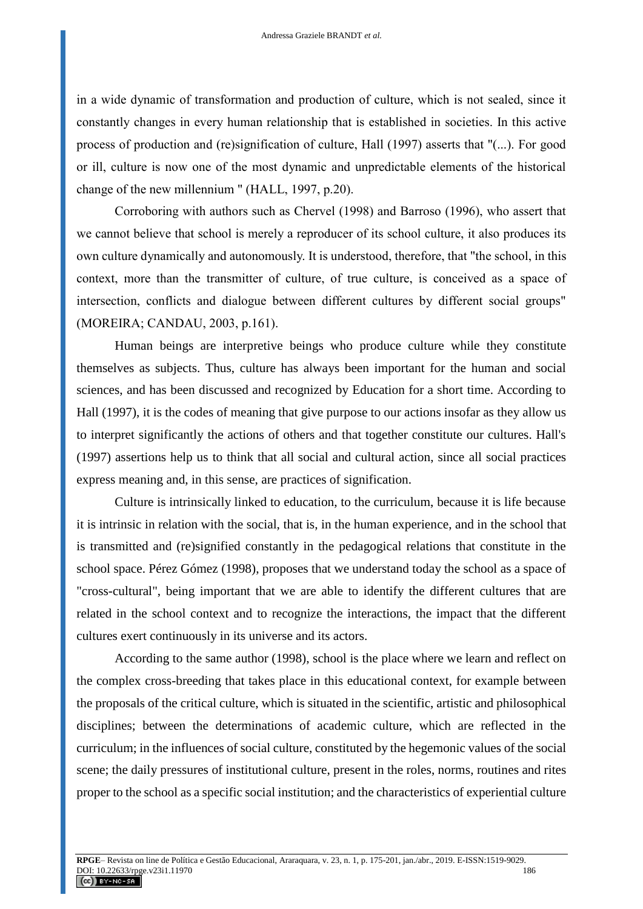in a wide dynamic of transformation and production of culture, which is not sealed, since it constantly changes in every human relationship that is established in societies. In this active process of production and (re)signification of culture, Hall (1997) asserts that "(...). For good or ill, culture is now one of the most dynamic and unpredictable elements of the historical change of the new millennium " (HALL, 1997, p.20).

Corroboring with authors such as Chervel (1998) and Barroso (1996), who assert that we cannot believe that school is merely a reproducer of its school culture, it also produces its own culture dynamically and autonomously. It is understood, therefore, that "the school, in this context, more than the transmitter of culture, of true culture, is conceived as a space of intersection, conflicts and dialogue between different cultures by different social groups" (MOREIRA; CANDAU, 2003, p.161).

Human beings are interpretive beings who produce culture while they constitute themselves as subjects. Thus, culture has always been important for the human and social sciences, and has been discussed and recognized by Education for a short time. According to Hall (1997), it is the codes of meaning that give purpose to our actions insofar as they allow us to interpret significantly the actions of others and that together constitute our cultures. Hall's (1997) assertions help us to think that all social and cultural action, since all social practices express meaning and, in this sense, are practices of signification.

Culture is intrinsically linked to education, to the curriculum, because it is life because it is intrinsic in relation with the social, that is, in the human experience, and in the school that is transmitted and (re)signified constantly in the pedagogical relations that constitute in the school space. Pérez Gómez (1998), proposes that we understand today the school as a space of "cross-cultural", being important that we are able to identify the different cultures that are related in the school context and to recognize the interactions, the impact that the different cultures exert continuously in its universe and its actors.

According to the same author (1998), school is the place where we learn and reflect on the complex cross-breeding that takes place in this educational context, for example between the proposals of the critical culture, which is situated in the scientific, artistic and philosophical disciplines; between the determinations of academic culture, which are reflected in the curriculum; in the influences of social culture, constituted by the hegemonic values of the social scene; the daily pressures of institutional culture, present in the roles, norms, routines and rites proper to the school as a specific social institution; and the characteristics of experiential culture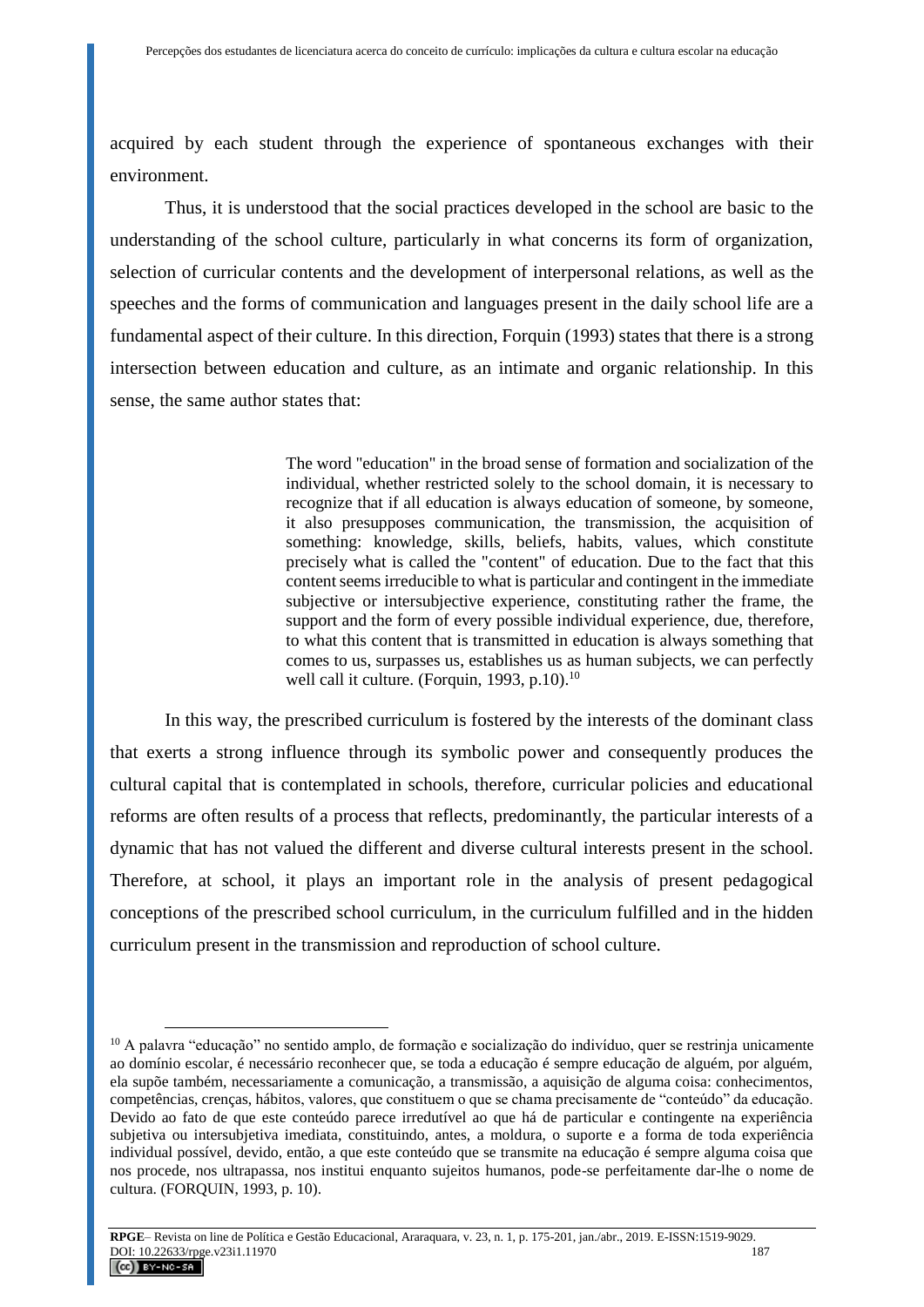acquired by each student through the experience of spontaneous exchanges with their environment.

Thus, it is understood that the social practices developed in the school are basic to the understanding of the school culture, particularly in what concerns its form of organization, selection of curricular contents and the development of interpersonal relations, as well as the speeches and the forms of communication and languages present in the daily school life are a fundamental aspect of their culture. In this direction, Forquin (1993) states that there is a strong intersection between education and culture, as an intimate and organic relationship. In this sense, the same author states that:

> The word "education" in the broad sense of formation and socialization of the individual, whether restricted solely to the school domain, it is necessary to recognize that if all education is always education of someone, by someone, it also presupposes communication, the transmission, the acquisition of something: knowledge, skills, beliefs, habits, values, which constitute precisely what is called the "content" of education. Due to the fact that this content seems irreducible to what is particular and contingent in the immediate subjective or intersubjective experience, constituting rather the frame, the support and the form of every possible individual experience, due, therefore, to what this content that is transmitted in education is always something that comes to us, surpasses us, establishes us as human subjects, we can perfectly well call it culture. (Forquin, 1993, p.10).[10]

In this way, the prescribed curriculum is fostered by the interests of the dominant class that exerts a strong influence through its symbolic power and consequently produces the cultural capital that is contemplated in schools, therefore, curricular policies and educational reforms are often results of a process that reflects, predominantly, the particular interests of a dynamic that has not valued the different and diverse cultural interests present in the school. Therefore, at school, it plays an important role in the analysis of present pedagogical conceptions of the prescribed school curriculum, in the curriculum fulfilled and in the hidden curriculum present in the transmission and reproduction of school culture.

---

[10] A palavra "educação" no sentido amplo, de formação e socialização do indivíduo, quer se restrinja unicamente ao domínio escolar, é necessário reconhecer que, se toda a educação é sempre educação de alguém, por alguém, ela supõe também, necessariamente a comunicação, a transmissão, a aquisição de alguma coisa: conhecimentos, competências, crenças, hábitos, valores, que constituem o que se chama precisamente de "conteúdo" da educação. Devido ao fato de que este conteúdo parece irredutível ao que há de particular e contingente na experiência subjetiva ou intersubjetiva imediata, constituindo, antes, a moldura, o suporte e a forma de toda experiência individual possível, devido, então, a que este conteúdo que se transmite na educação é sempre alguma coisa que nos procede, nos ultrapassa, nos institui enquanto sujeitos humanos, pode-se perfeitamente dar-lhe o nome de cultura. (FORQUIN, 1993, p. 10).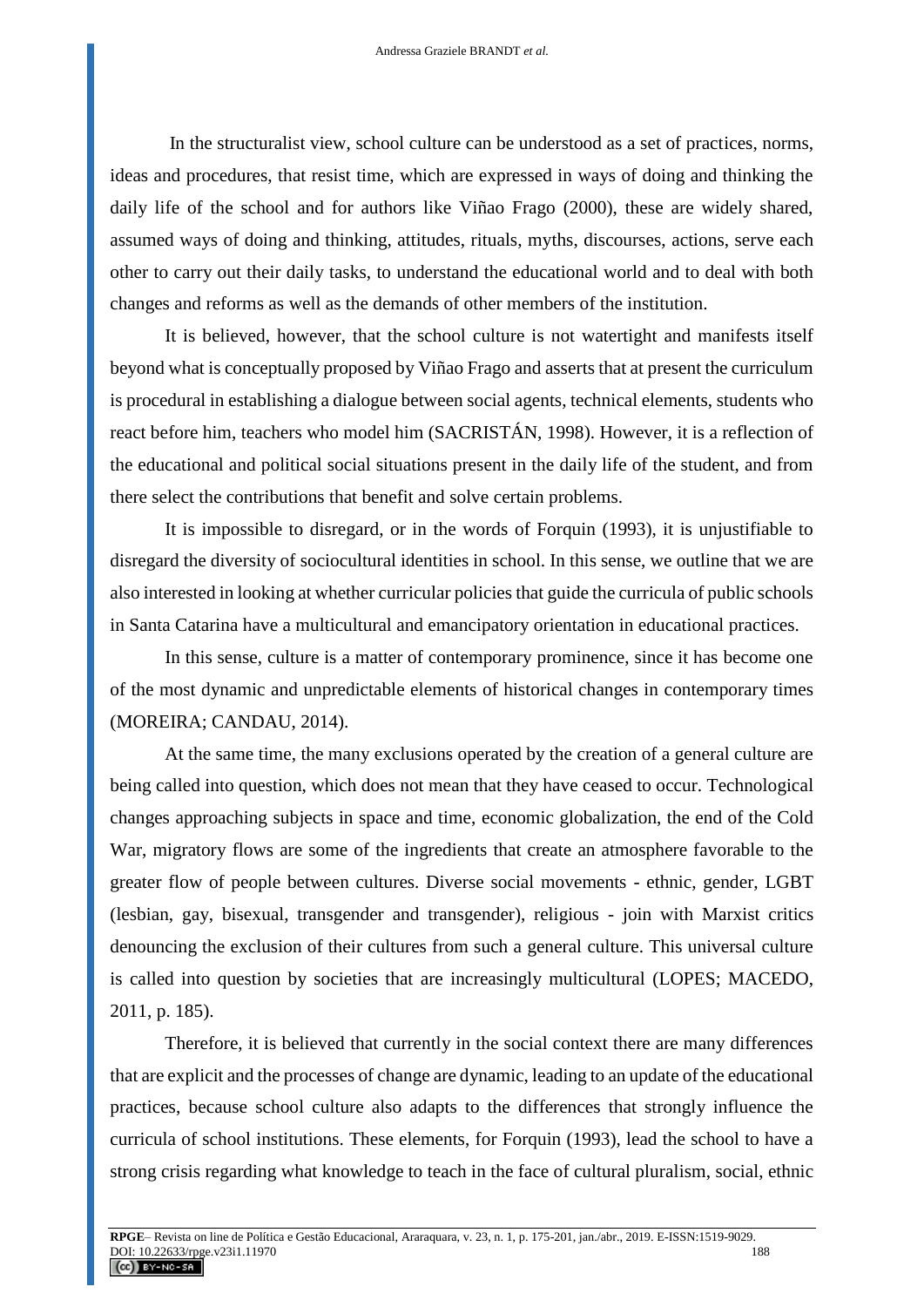In the structuralist view, school culture can be understood as a set of practices, norms, ideas and procedures, that resist time, which are expressed in ways of doing and thinking the daily life of the school and for authors like Viñao Frago (2000), these are widely shared, assumed ways of doing and thinking, attitudes, rituals, myths, discourses, actions, serve each other to carry out their daily tasks, to understand the educational world and to deal with both changes and reforms as well as the demands of other members of the institution.

It is believed, however, that the school culture is not watertight and manifests itself beyond what is conceptually proposed by Viñao Frago and asserts that at present the curriculum is procedural in establishing a dialogue between social agents, technical elements, students who react before him, teachers who model him (SACRISTÁN, 1998). However, it is a reflection of the educational and political social situations present in the daily life of the student, and from there select the contributions that benefit and solve certain problems.

It is impossible to disregard, or in the words of Forquin (1993), it is unjustifiable to disregard the diversity of sociocultural identities in school. In this sense, we outline that we are also interested in looking at whether curricular policies that guide the curricula of public schools in Santa Catarina have a multicultural and emancipatory orientation in educational practices.

In this sense, culture is a matter of contemporary prominence, since it has become one of the most dynamic and unpredictable elements of historical changes in contemporary times (MOREIRA; CANDAU, 2014).

At the same time, the many exclusions operated by the creation of a general culture are being called into question, which does not mean that they have ceased to occur. Technological changes approaching subjects in space and time, economic globalization, the end of the Cold War, migratory flows are some of the ingredients that create an atmosphere favorable to the greater flow of people between cultures. Diverse social movements - ethnic, gender, LGBT (lesbian, gay, bisexual, transgender and transgender), religious - join with Marxist critics denouncing the exclusion of their cultures from such a general culture. This universal culture is called into question by societies that are increasingly multicultural (LOPES; MACEDO, 2011, p. 185).

Therefore, it is believed that currently in the social context there are many differences that are explicit and the processes of change are dynamic, leading to an update of the educational practices, because school culture also adapts to the differences that strongly influence the curricula of school institutions. These elements, for Forquin (1993), lead the school to have a strong crisis regarding what knowledge to teach in the face of cultural pluralism, social, ethnic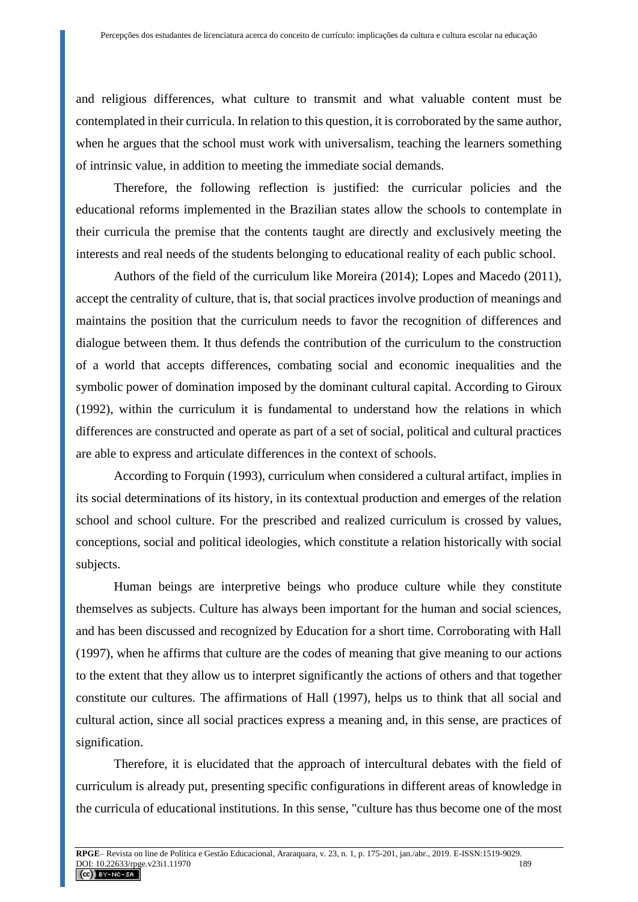and religious differences, what culture to transmit and what valuable content must be contemplated in their curricula. In relation to this question, it is corroborated by the same author, when he argues that the school must work with universalism, teaching the learners something of intrinsic value, in addition to meeting the immediate social demands.

Therefore, the following reflection is justified: the curricular policies and the educational reforms implemented in the Brazilian states allow the schools to contemplate in their curricula the premise that the contents taught are directly and exclusively meeting the interests and real needs of the students belonging to educational reality of each public school.

Authors of the field of the curriculum like Moreira (2014); Lopes and Macedo (2011), accept the centrality of culture, that is, that social practices involve production of meanings and maintains the position that the curriculum needs to favor the recognition of differences and dialogue between them. It thus defends the contribution of the curriculum to the construction of a world that accepts differences, combating social and economic inequalities and the symbolic power of domination imposed by the dominant cultural capital. According to Giroux (1992), within the curriculum it is fundamental to understand how the relations in which differences are constructed and operate as part of a set of social, political and cultural practices are able to express and articulate differences in the context of schools.

According to Forquin (1993), curriculum when considered a cultural artifact, implies in its social determinations of its history, in its contextual production and emerges of the relation school and school culture. For the prescribed and realized curriculum is crossed by values, conceptions, social and political ideologies, which constitute a relation historically with social subjects.

Human beings are interpretive beings who produce culture while they constitute themselves as subjects. Culture has always been important for the human and social sciences, and has been discussed and recognized by Education for a short time. Corroborating with Hall (1997), when he affirms that culture are the codes of meaning that give meaning to our actions to the extent that they allow us to interpret significantly the actions of others and that together constitute our cultures. The affirmations of Hall (1997), helps us to think that all social and cultural action, since all social practices express a meaning and, in this sense, are practices of signification.

Therefore, it is elucidated that the approach of intercultural debates with the field of curriculum is already put, presenting specific configurations in different areas of knowledge in the curricula of educational institutions. In this sense, "culture has thus become one of the most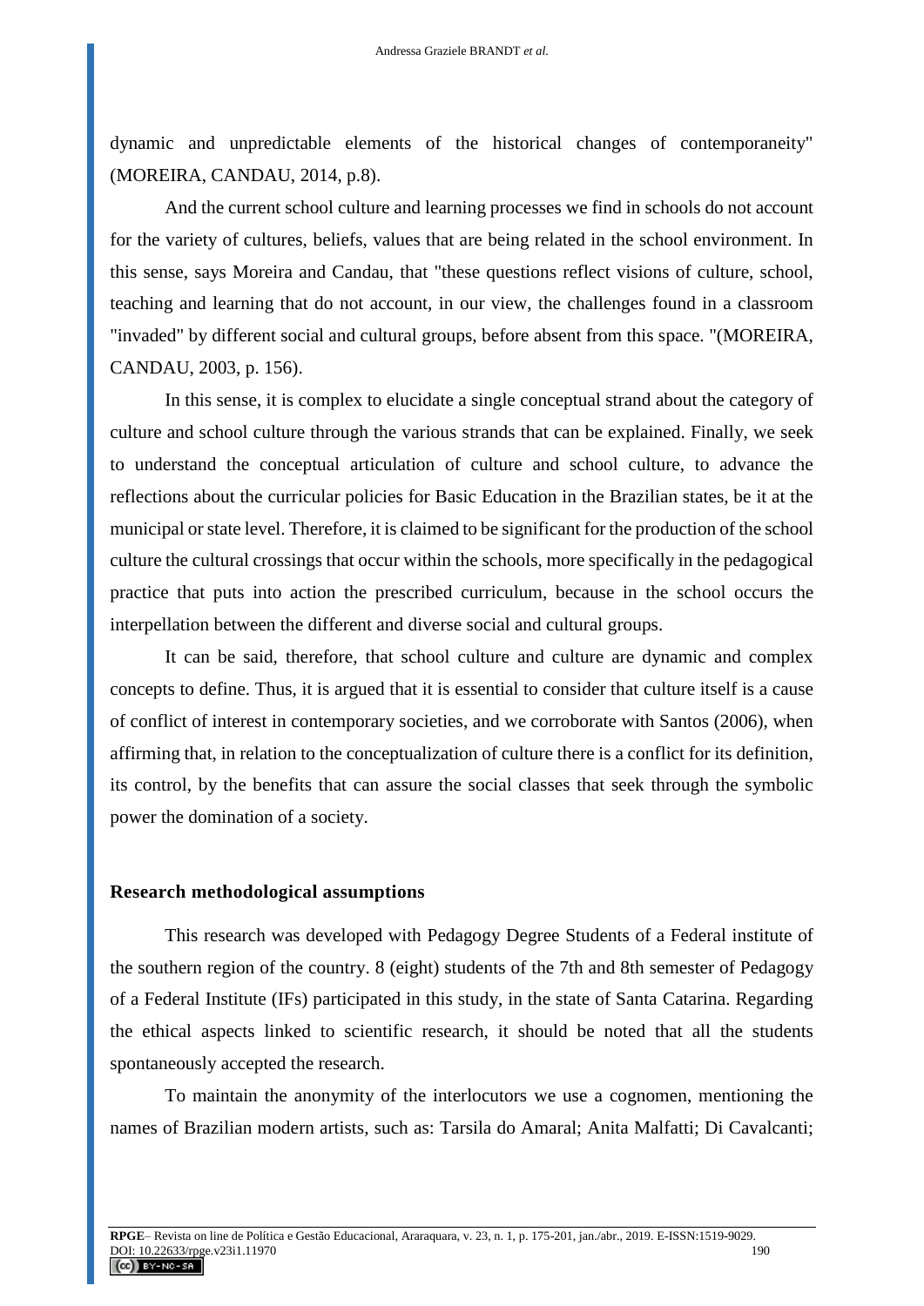dynamic and unpredictable elements of the historical changes of contemporaneity" (MOREIRA, CANDAU, 2014, p.8).

And the current school culture and learning processes we find in schools do not account for the variety of cultures, beliefs, values that are being related in the school environment. In this sense, says Moreira and Candau, that "these questions reflect visions of culture, school, teaching and learning that do not account, in our view, the challenges found in a classroom "invaded" by different social and cultural groups, before absent from this space. "(MOREIRA, CANDAU, 2003, p. 156).

In this sense, it is complex to elucidate a single conceptual strand about the category of culture and school culture through the various strands that can be explained. Finally, we seek to understand the conceptual articulation of culture and school culture, to advance the reflections about the curricular policies for Basic Education in the Brazilian states, be it at the municipal or state level. Therefore, it is claimed to be significant for the production of the school culture the cultural crossings that occur within the schools, more specifically in the pedagogical practice that puts into action the prescribed curriculum, because in the school occurs the interpellation between the different and diverse social and cultural groups.

It can be said, therefore, that school culture and culture are dynamic and complex concepts to define. Thus, it is argued that it is essential to consider that culture itself is a cause of conflict of interest in contemporary societies, and we corroborate with Santos (2006), when affirming that, in relation to the conceptualization of culture there is a conflict for its definition, its control, by the benefits that can assure the social classes that seek through the symbolic power the domination of a society.

## Research methodological assumptions

This research was developed with Pedagogy Degree Students of a Federal institute of the southern region of the country. 8 (eight) students of the 7th and 8th semester of Pedagogy of a Federal Institute (IFs) participated in this study, in the state of Santa Catarina. Regarding the ethical aspects linked to scientific research, it should be noted that all the students spontaneously accepted the research.

To maintain the anonymity of the interlocutors we use a cognomen, mentioning the names of Brazilian modern artists, such as: Tarsila do Amaral; Anita Malfatti; Di Cavalcanti;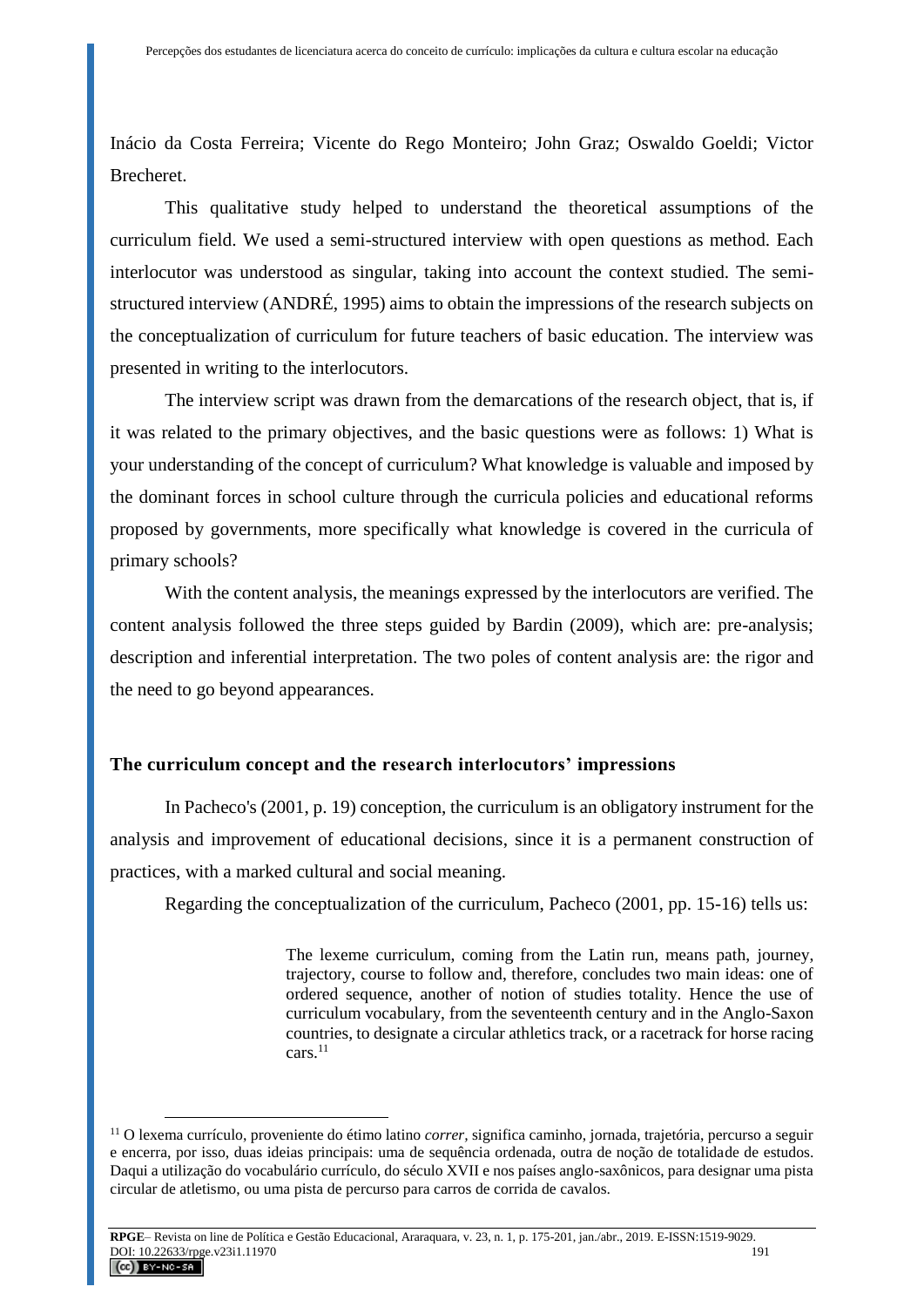Inácio da Costa Ferreira; Vicente do Rego Monteiro; John Graz; Oswaldo Goeldi; Victor Brecheret.

This qualitative study helped to understand the theoretical assumptions of the curriculum field. We used a semi-structured interview with open questions as method. Each interlocutor was understood as singular, taking into account the context studied. The semi-structured interview (ANDRÉ, 1995) aims to obtain the impressions of the research subjects on the conceptualization of curriculum for future teachers of basic education. The interview was presented in writing to the interlocutors.

The interview script was drawn from the demarcations of the research object, that is, if it was related to the primary objectives, and the basic questions were as follows: 1) What is your understanding of the concept of curriculum? What knowledge is valuable and imposed by the dominant forces in school culture through the curricula policies and educational reforms proposed by governments, more specifically what knowledge is covered in the curricula of primary schools?

With the content analysis, the meanings expressed by the interlocutors are verified. The content analysis followed the three steps guided by Bardin (2009), which are: pre-analysis; description and inferential interpretation. The two poles of content analysis are: the rigor and the need to go beyond appearances.

## The curriculum concept and the research interlocutors' impressions

In Pacheco's (2001, p. 19) conception, the curriculum is an obligatory instrument for the analysis and improvement of educational decisions, since it is a permanent construction of practices, with a marked cultural and social meaning.

Regarding the conceptualization of the curriculum, Pacheco (2001, pp. 15-16) tells us:

> The lexeme curriculum, coming from the Latin run, means path, journey, trajectory, course to follow and, therefore, concludes two main ideas: one of ordered sequence, another of notion of studies totality. Hence the use of curriculum vocabulary, from the seventeenth century and in the Anglo-Saxon countries, to designate a circular athletics track, or a racetrack for horse racing cars.[11]

---

[11] O lexema currículo, proveniente do étimo latino *correr*, significa caminho, jornada, trajetória, percurso a seguir e encerra, por isso, duas ideias principais: uma de sequência ordenada, outra de noção de totalidade de estudos. Daqui a utilização do vocabulário currículo, do século XVII e nos países anglo-saxônicos, para designar uma pista circular de atletismo, ou uma pista de percurso para carros de corrida de cavalos.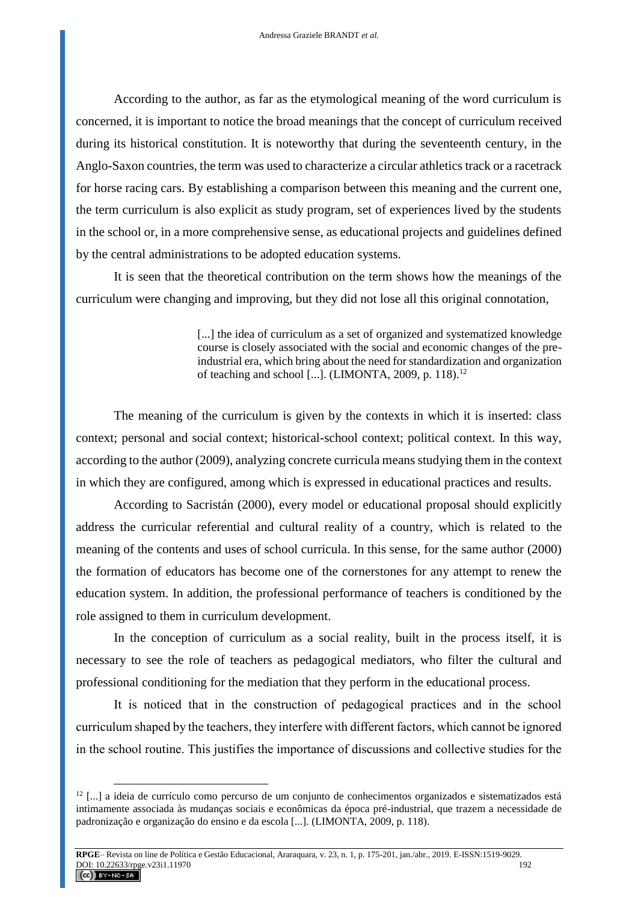According to the author, as far as the etymological meaning of the word curriculum is concerned, it is important to notice the broad meanings that the concept of curriculum received during its historical constitution. It is noteworthy that during the seventeenth century, in the Anglo-Saxon countries, the term was used to characterize a circular athletics track or a racetrack for horse racing cars. By establishing a comparison between this meaning and the current one, the term curriculum is also explicit as study program, set of experiences lived by the students in the school or, in a more comprehensive sense, as educational projects and guidelines defined by the central administrations to be adopted education systems.

It is seen that the theoretical contribution on the term shows how the meanings of the curriculum were changing and improving, but they did not lose all this original connotation,

> [...] the idea of curriculum as a set of organized and systematized knowledge course is closely associated with the social and economic changes of the pre-industrial era, which bring about the need for standardization and organization of teaching and school [...]. (LIMONTA, 2009, p. 118).[12]

The meaning of the curriculum is given by the contexts in which it is inserted: class context; personal and social context; historical-school context; political context. In this way, according to the author (2009), analyzing concrete curricula means studying them in the context in which they are configured, among which is expressed in educational practices and results.

According to Sacristán (2000), every model or educational proposal should explicitly address the curricular referential and cultural reality of a country, which is related to the meaning of the contents and uses of school curricula. In this sense, for the same author (2000) the formation of educators has become one of the cornerstones for any attempt to renew the education system. In addition, the professional performance of teachers is conditioned by the role assigned to them in curriculum development.

In the conception of curriculum as a social reality, built in the process itself, it is necessary to see the role of teachers as pedagogical mediators, who filter the cultural and professional conditioning for the mediation that they perform in the educational process.

It is noticed that in the construction of pedagogical practices and in the school curriculum shaped by the teachers, they interfere with different factors, which cannot be ignored in the school routine. This justifies the importance of discussions and collective studies for the

[12] [...] a ideia de currículo como percurso de um conjunto de conhecimentos organizados e sistematizados está intimamente associada às mudanças sociais e econômicas da época pré-industrial, que trazem a necessidade de padronização e organização do ensino e da escola [...]. (LIMONTA, 2009, p. 118).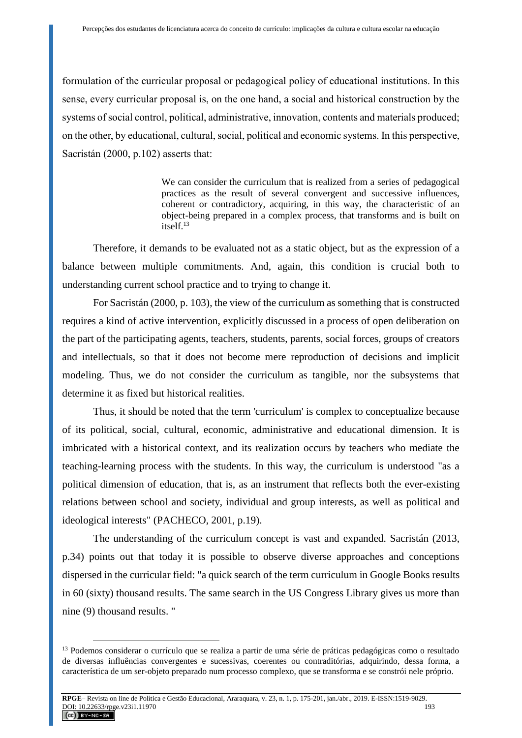formulation of the curricular proposal or pedagogical policy of educational institutions. In this sense, every curricular proposal is, on the one hand, a social and historical construction by the systems of social control, political, administrative, innovation, contents and materials produced; on the other, by educational, cultural, social, political and economic systems. In this perspective, Sacristán (2000, p.102) asserts that:

> We can consider the curriculum that is realized from a series of pedagogical practices as the result of several convergent and successive influences, coherent or contradictory, acquiring, in this way, the characteristic of an object-being prepared in a complex process, that transforms and is built on itself.[13]

Therefore, it demands to be evaluated not as a static object, but as the expression of a balance between multiple commitments. And, again, this condition is crucial both to understanding current school practice and to trying to change it.

For Sacristán (2000, p. 103), the view of the curriculum as something that is constructed requires a kind of active intervention, explicitly discussed in a process of open deliberation on the part of the participating agents, teachers, students, parents, social forces, groups of creators and intellectuals, so that it does not become mere reproduction of decisions and implicit modeling. Thus, we do not consider the curriculum as tangible, nor the subsystems that determine it as fixed but historical realities.

Thus, it should be noted that the term 'curriculum' is complex to conceptualize because of its political, social, cultural, economic, administrative and educational dimension. It is imbricated with a historical context, and its realization occurs by teachers who mediate the teaching-learning process with the students. In this way, the curriculum is understood "as a political dimension of education, that is, as an instrument that reflects both the ever-existing relations between school and society, individual and group interests, as well as political and ideological interests" (PACHECO, 2001, p.19).

The understanding of the curriculum concept is vast and expanded. Sacristán (2013, p.34) points out that today it is possible to observe diverse approaches and conceptions dispersed in the curricular field: "a quick search of the term curriculum in Google Books results in 60 (sixty) thousand results. The same search in the US Congress Library gives us more than nine (9) thousand results. "

---

[13] Podemos considerar o currículo que se realiza a partir de uma série de práticas pedagógicas como o resultado de diversas influências convergentes e sucessivas, coerentes ou contraditórias, adquirindo, dessa forma, a característica de um ser-objeto preparado num processo complexo, que se transforma e se constrói nele próprio.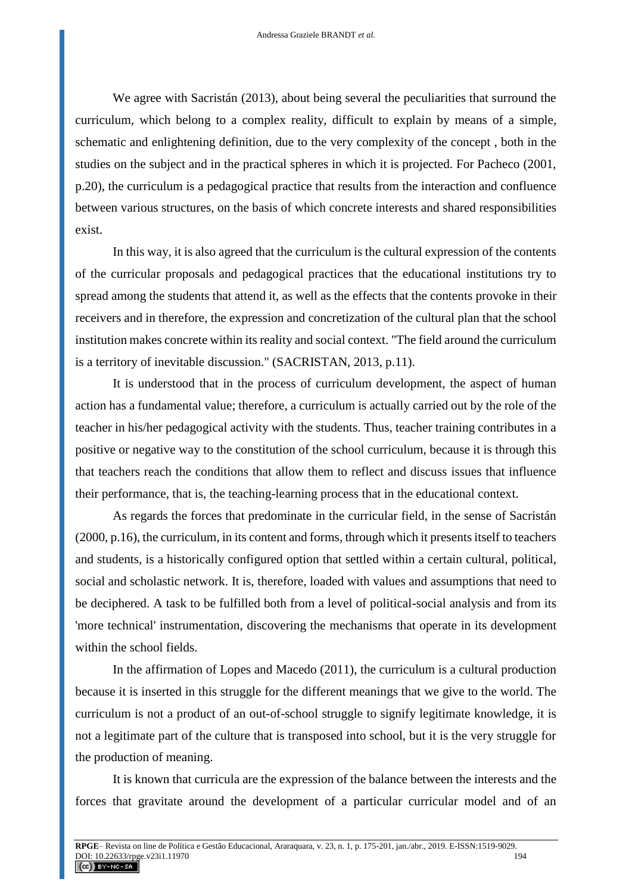We agree with Sacristán (2013), about being several the peculiarities that surround the curriculum, which belong to a complex reality, difficult to explain by means of a simple, schematic and enlightening definition, due to the very complexity of the concept , both in the studies on the subject and in the practical spheres in which it is projected. For Pacheco (2001, p.20), the curriculum is a pedagogical practice that results from the interaction and confluence between various structures, on the basis of which concrete interests and shared responsibilities exist.

In this way, it is also agreed that the curriculum is the cultural expression of the contents of the curricular proposals and pedagogical practices that the educational institutions try to spread among the students that attend it, as well as the effects that the contents provoke in their receivers and in therefore, the expression and concretization of the cultural plan that the school institution makes concrete within its reality and social context. "The field around the curriculum is a territory of inevitable discussion." (SACRISTAN, 2013, p.11).

It is understood that in the process of curriculum development, the aspect of human action has a fundamental value; therefore, a curriculum is actually carried out by the role of the teacher in his/her pedagogical activity with the students. Thus, teacher training contributes in a positive or negative way to the constitution of the school curriculum, because it is through this that teachers reach the conditions that allow them to reflect and discuss issues that influence their performance, that is, the teaching-learning process that in the educational context.

As regards the forces that predominate in the curricular field, in the sense of Sacristán (2000, p.16), the curriculum, in its content and forms, through which it presents itself to teachers and students, is a historically configured option that settled within a certain cultural, political, social and scholastic network. It is, therefore, loaded with values and assumptions that need to be deciphered. A task to be fulfilled both from a level of political-social analysis and from its 'more technical' instrumentation, discovering the mechanisms that operate in its development within the school fields.

In the affirmation of Lopes and Macedo (2011), the curriculum is a cultural production because it is inserted in this struggle for the different meanings that we give to the world. The curriculum is not a product of an out-of-school struggle to signify legitimate knowledge, it is not a legitimate part of the culture that is transposed into school, but it is the very struggle for the production of meaning.

It is known that curricula are the expression of the balance between the interests and the forces that gravitate around the development of a particular curricular model and of an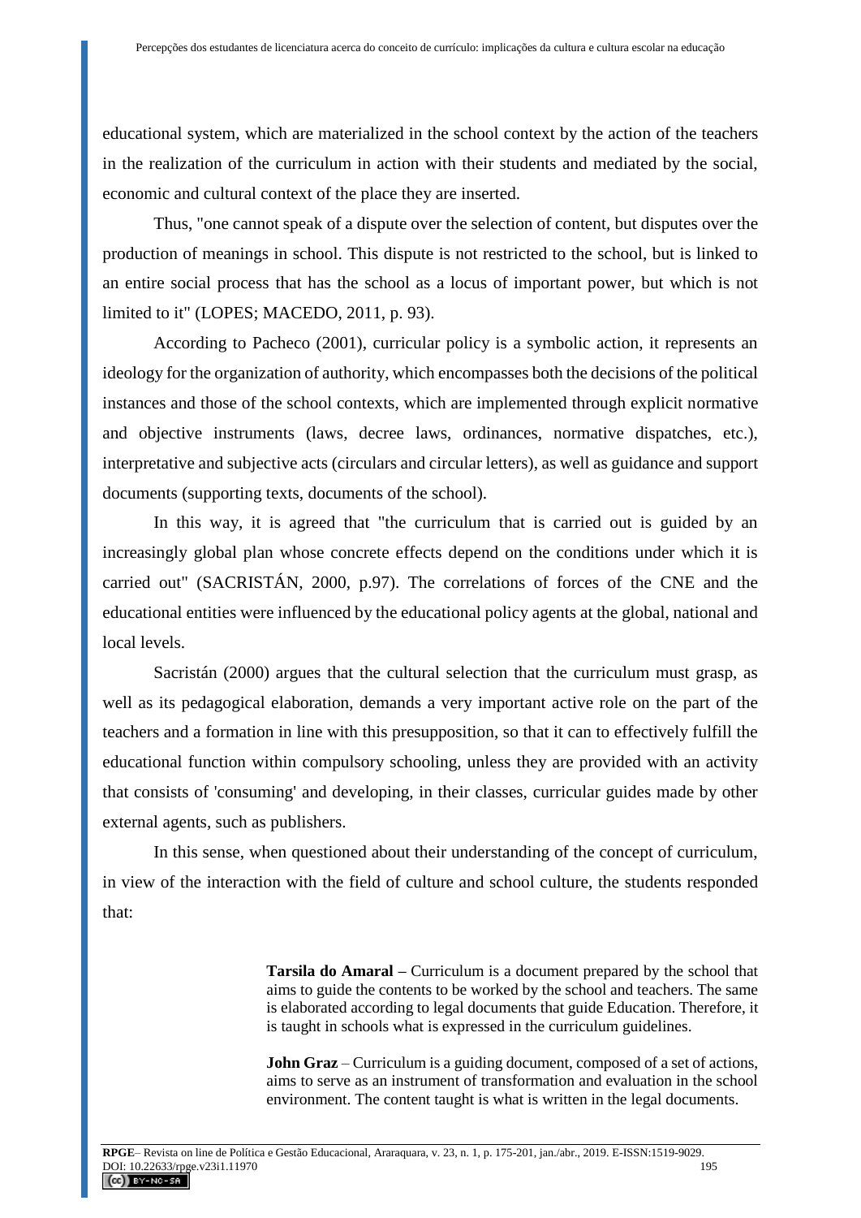educational system, which are materialized in the school context by the action of the teachers in the realization of the curriculum in action with their students and mediated by the social, economic and cultural context of the place they are inserted.

Thus, "one cannot speak of a dispute over the selection of content, but disputes over the production of meanings in school. This dispute is not restricted to the school, but is linked to an entire social process that has the school as a locus of important power, but which is not limited to it" (LOPES; MACEDO, 2011, p. 93).

According to Pacheco (2001), curricular policy is a symbolic action, it represents an ideology for the organization of authority, which encompasses both the decisions of the political instances and those of the school contexts, which are implemented through explicit normative and objective instruments (laws, decree laws, ordinances, normative dispatches, etc.), interpretative and subjective acts (circulars and circular letters), as well as guidance and support documents (supporting texts, documents of the school).

In this way, it is agreed that "the curriculum that is carried out is guided by an increasingly global plan whose concrete effects depend on the conditions under which it is carried out" (SACRISTÁN, 2000, p.97). The correlations of forces of the CNE and the educational entities were influenced by the educational policy agents at the global, national and local levels.

Sacristán (2000) argues that the cultural selection that the curriculum must grasp, as well as its pedagogical elaboration, demands a very important active role on the part of the teachers and a formation in line with this presupposition, so that it can to effectively fulfill the educational function within compulsory schooling, unless they are provided with an activity that consists of 'consuming' and developing, in their classes, curricular guides made by other external agents, such as publishers.

In this sense, when questioned about their understanding of the concept of curriculum, in view of the interaction with the field of culture and school culture, the students responded that:

> **Tarsila do Amaral –** Curriculum is a document prepared by the school that aims to guide the contents to be worked by the school and teachers. The same is elaborated according to legal documents that guide Education. Therefore, it is taught in schools what is expressed in the curriculum guidelines.
>
> **John Graz** – Curriculum is a guiding document, composed of a set of actions, aims to serve as an instrument of transformation and evaluation in the school environment. The content taught is what is written in the legal documents.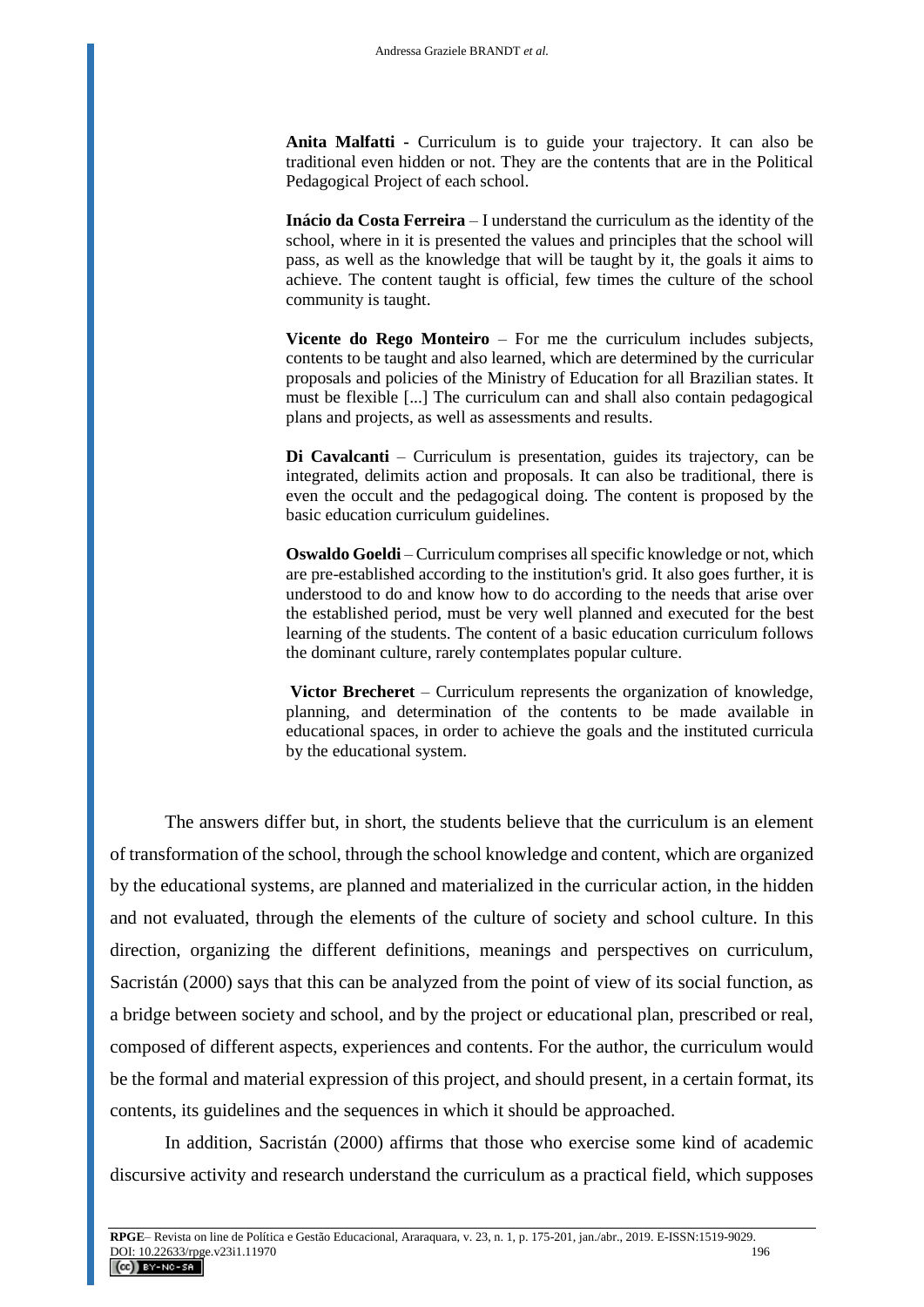> **Anita Malfatti -** Curriculum is to guide your trajectory. It can also be traditional even hidden or not. They are the contents that are in the Political Pedagogical Project of each school.
>
> **Inácio da Costa Ferreira** – I understand the curriculum as the identity of the school, where in it is presented the values and principles that the school will pass, as well as the knowledge that will be taught by it, the goals it aims to achieve. The content taught is official, few times the culture of the school community is taught.
>
> **Vicente do Rego Monteiro** – For me the curriculum includes subjects, contents to be taught and also learned, which are determined by the curricular proposals and policies of the Ministry of Education for all Brazilian states. It must be flexible [...] The curriculum can and shall also contain pedagogical plans and projects, as well as assessments and results.
>
> **Di Cavalcanti** – Curriculum is presentation, guides its trajectory, can be integrated, delimits action and proposals. It can also be traditional, there is even the occult and the pedagogical doing. The content is proposed by the basic education curriculum guidelines.
>
> **Oswaldo Goeldi** – Curriculum comprises all specific knowledge or not, which are pre-established according to the institution's grid. It also goes further, it is understood to do and know how to do according to the needs that arise over the established period, must be very well planned and executed for the best learning of the students. The content of a basic education curriculum follows the dominant culture, rarely contemplates popular culture.
>
> **Victor Brecheret** – Curriculum represents the organization of knowledge, planning, and determination of the contents to be made available in educational spaces, in order to achieve the goals and the instituted curricula by the educational system.

The answers differ but, in short, the students believe that the curriculum is an element of transformation of the school, through the school knowledge and content, which are organized by the educational systems, are planned and materialized in the curricular action, in the hidden and not evaluated, through the elements of the culture of society and school culture. In this direction, organizing the different definitions, meanings and perspectives on curriculum, Sacristán (2000) says that this can be analyzed from the point of view of its social function, as a bridge between society and school, and by the project or educational plan, prescribed or real, composed of different aspects, experiences and contents. For the author, the curriculum would be the formal and material expression of this project, and should present, in a certain format, its contents, its guidelines and the sequences in which it should be approached.

In addition, Sacristán (2000) affirms that those who exercise some kind of academic discursive activity and research understand the curriculum as a practical field, which supposes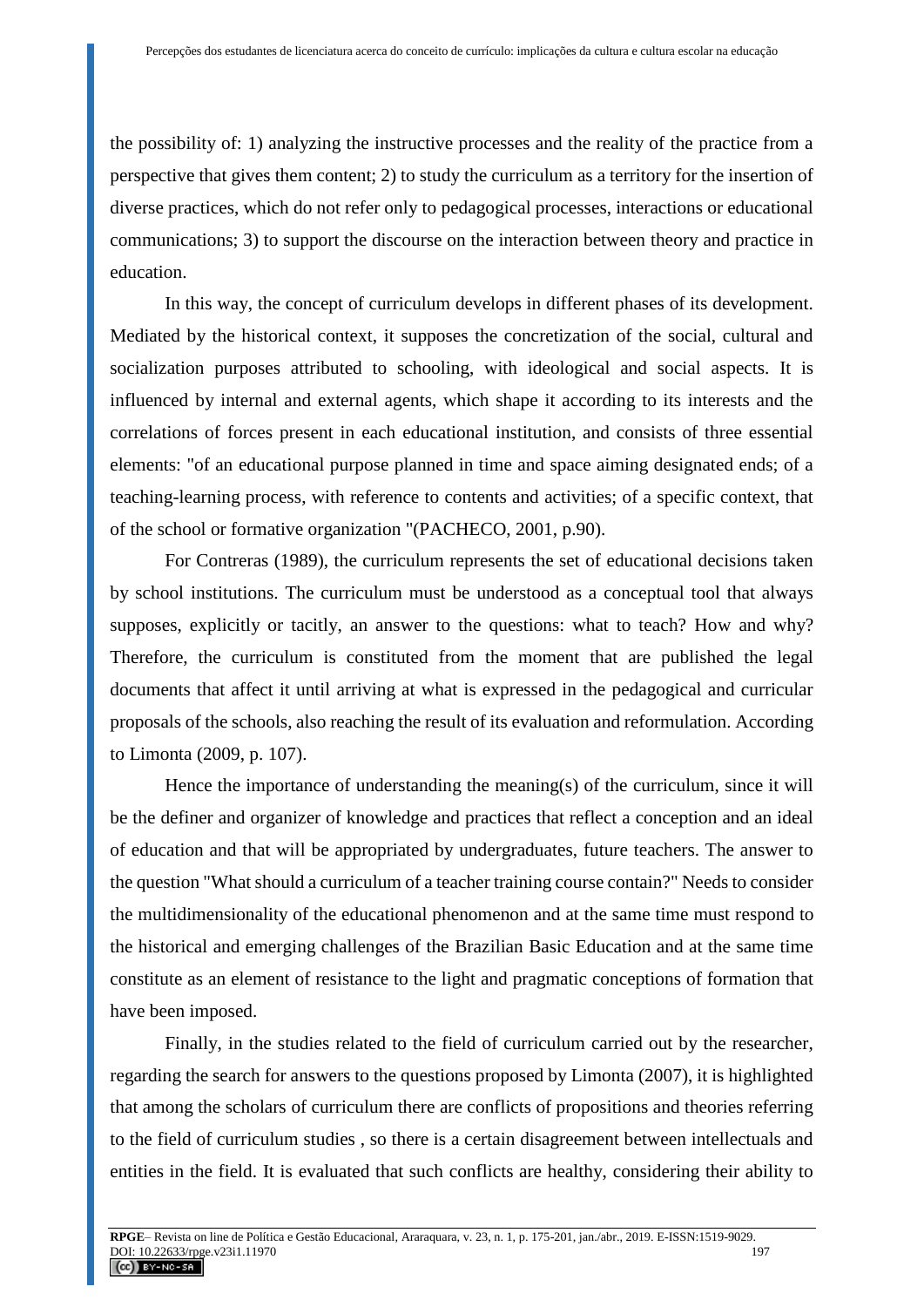the possibility of: 1) analyzing the instructive processes and the reality of the practice from a perspective that gives them content; 2) to study the curriculum as a territory for the insertion of diverse practices, which do not refer only to pedagogical processes, interactions or educational communications; 3) to support the discourse on the interaction between theory and practice in education.

In this way, the concept of curriculum develops in different phases of its development. Mediated by the historical context, it supposes the concretization of the social, cultural and socialization purposes attributed to schooling, with ideological and social aspects. It is influenced by internal and external agents, which shape it according to its interests and the correlations of forces present in each educational institution, and consists of three essential elements: "of an educational purpose planned in time and space aiming designated ends; of a teaching-learning process, with reference to contents and activities; of a specific context, that of the school or formative organization "(PACHECO, 2001, p.90).

For Contreras (1989), the curriculum represents the set of educational decisions taken by school institutions. The curriculum must be understood as a conceptual tool that always supposes, explicitly or tacitly, an answer to the questions: what to teach? How and why? Therefore, the curriculum is constituted from the moment that are published the legal documents that affect it until arriving at what is expressed in the pedagogical and curricular proposals of the schools, also reaching the result of its evaluation and reformulation. According to Limonta (2009, p. 107).

Hence the importance of understanding the meaning(s) of the curriculum, since it will be the definer and organizer of knowledge and practices that reflect a conception and an ideal of education and that will be appropriated by undergraduates, future teachers. The answer to the question "What should a curriculum of a teacher training course contain?" Needs to consider the multidimensionality of the educational phenomenon and at the same time must respond to the historical and emerging challenges of the Brazilian Basic Education and at the same time constitute as an element of resistance to the light and pragmatic conceptions of formation that have been imposed.

Finally, in the studies related to the field of curriculum carried out by the researcher, regarding the search for answers to the questions proposed by Limonta (2007), it is highlighted that among the scholars of curriculum there are conflicts of propositions and theories referring to the field of curriculum studies , so there is a certain disagreement between intellectuals and entities in the field. It is evaluated that such conflicts are healthy, considering their ability to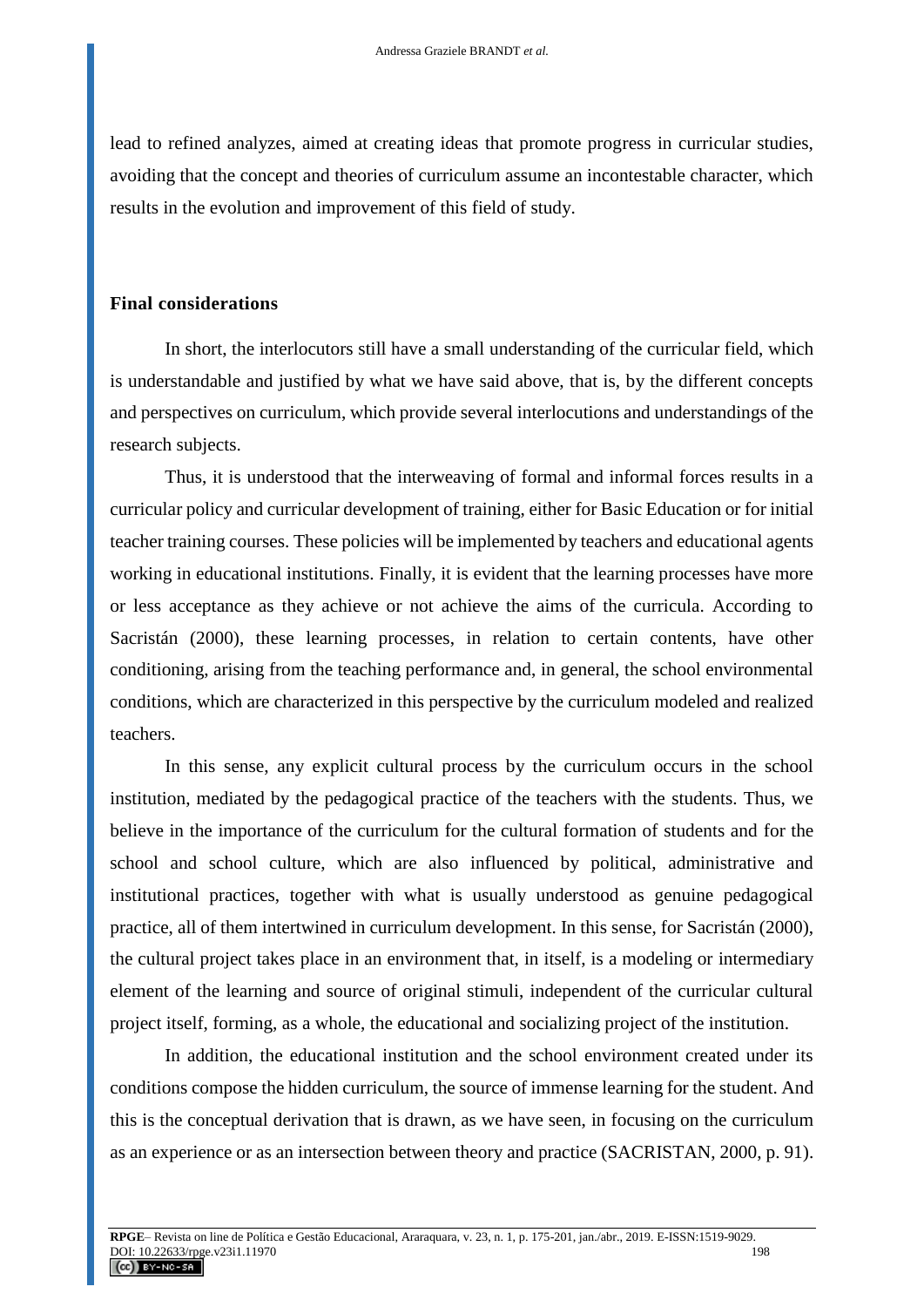lead to refined analyzes, aimed at creating ideas that promote progress in curricular studies, avoiding that the concept and theories of curriculum assume an incontestable character, which results in the evolution and improvement of this field of study.

## Final considerations

In short, the interlocutors still have a small understanding of the curricular field, which is understandable and justified by what we have said above, that is, by the different concepts and perspectives on curriculum, which provide several interlocutions and understandings of the research subjects.

Thus, it is understood that the interweaving of formal and informal forces results in a curricular policy and curricular development of training, either for Basic Education or for initial teacher training courses. These policies will be implemented by teachers and educational agents working in educational institutions. Finally, it is evident that the learning processes have more or less acceptance as they achieve or not achieve the aims of the curricula. According to Sacristán (2000), these learning processes, in relation to certain contents, have other conditioning, arising from the teaching performance and, in general, the school environmental conditions, which are characterized in this perspective by the curriculum modeled and realized teachers.

In this sense, any explicit cultural process by the curriculum occurs in the school institution, mediated by the pedagogical practice of the teachers with the students. Thus, we believe in the importance of the curriculum for the cultural formation of students and for the school and school culture, which are also influenced by political, administrative and institutional practices, together with what is usually understood as genuine pedagogical practice, all of them intertwined in curriculum development. In this sense, for Sacristán (2000), the cultural project takes place in an environment that, in itself, is a modeling or intermediary element of the learning and source of original stimuli, independent of the curricular cultural project itself, forming, as a whole, the educational and socializing project of the institution.

In addition, the educational institution and the school environment created under its conditions compose the hidden curriculum, the source of immense learning for the student. And this is the conceptual derivation that is drawn, as we have seen, in focusing on the curriculum as an experience or as an intersection between theory and practice (SACRISTAN, 2000, p. 91).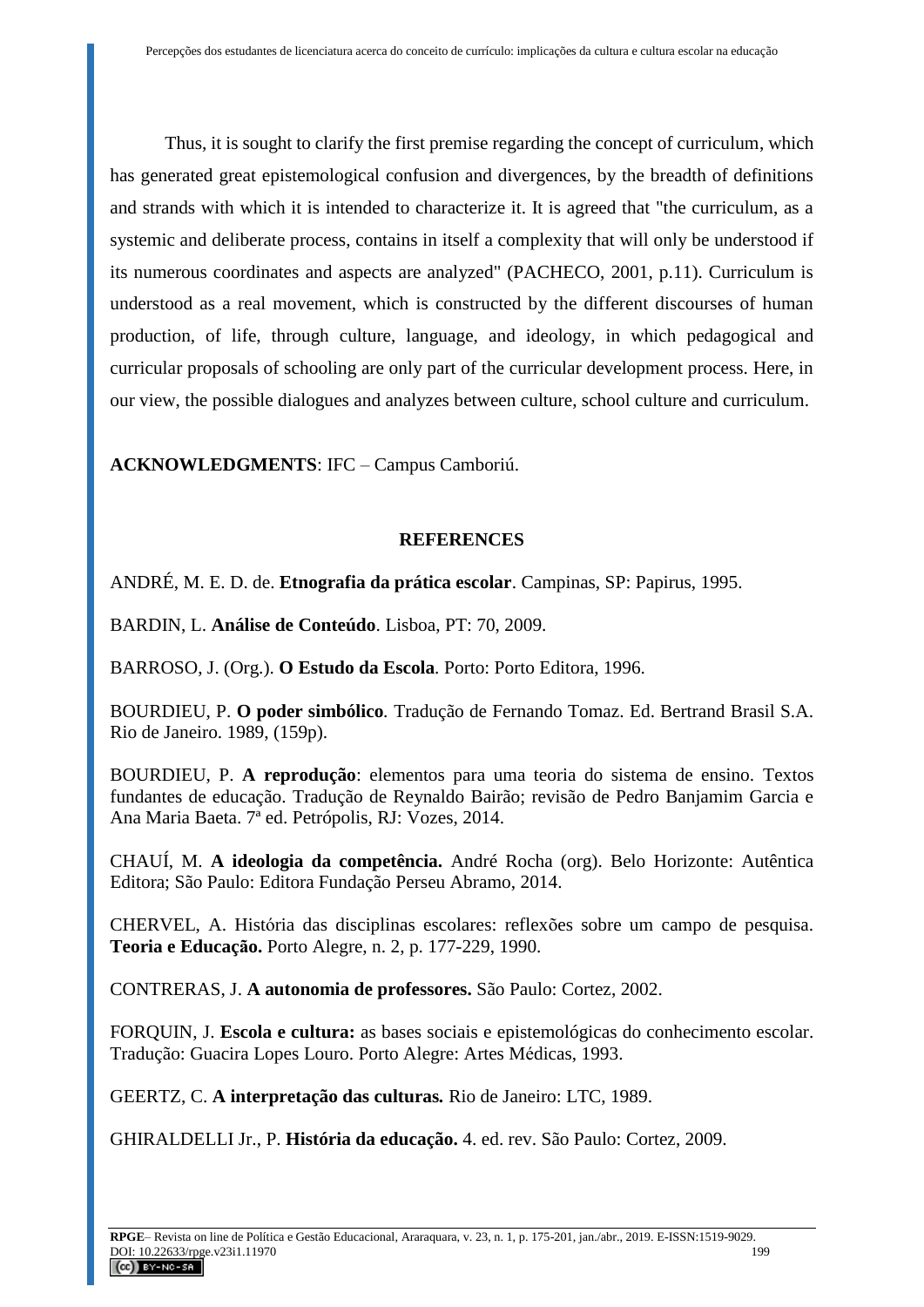Thus, it is sought to clarify the first premise regarding the concept of curriculum, which has generated great epistemological confusion and divergences, by the breadth of definitions and strands with which it is intended to characterize it. It is agreed that "the curriculum, as a systemic and deliberate process, contains in itself a complexity that will only be understood if its numerous coordinates and aspects are analyzed" (PACHECO, 2001, p.11). Curriculum is understood as a real movement, which is constructed by the different discourses of human production, of life, through culture, language, and ideology, in which pedagogical and curricular proposals of schooling are only part of the curricular development process. Here, in our view, the possible dialogues and analyzes between culture, school culture and curriculum.

**ACKNOWLEDGMENTS**: IFC – Campus Camboriú.

## REFERENCES

ANDRÉ, M. E. D. de. **Etnografia da prática escolar**. Campinas, SP: Papirus, 1995.

BARDIN, L. **Análise de Conteúdo**. Lisboa, PT: 70, 2009.

BARROSO, J. (Org.). **O Estudo da Escola**. Porto: Porto Editora, 1996.

BOURDIEU, P. **O poder simbólico**. Tradução de Fernando Tomaz. Ed. Bertrand Brasil S.A. Rio de Janeiro. 1989, (159p).

BOURDIEU, P. **A reprodução**: elementos para uma teoria do sistema de ensino. Textos fundantes de educação. Tradução de Reynaldo Bairão; revisão de Pedro Banjamim Garcia e Ana Maria Baeta. 7ª ed. Petrópolis, RJ: Vozes, 2014.

CHAUÍ, M. **A ideologia da competência.** André Rocha (org). Belo Horizonte: Autêntica Editora; São Paulo: Editora Fundação Perseu Abramo, 2014.

CHERVEL, A. História das disciplinas escolares: reflexões sobre um campo de pesquisa. **Teoria e Educação.** Porto Alegre, n. 2, p. 177-229, 1990.

CONTRERAS, J. **A autonomia de professores.** São Paulo: Cortez, 2002.

FORQUIN, J. **Escola e cultura:** as bases sociais e epistemológicas do conhecimento escolar. Tradução: Guacira Lopes Louro. Porto Alegre: Artes Médicas, 1993.

GEERTZ, C. **A interpretação das culturas.** Rio de Janeiro: LTC, 1989.

GHIRALDELLI Jr., P. **História da educação.** 4. ed. rev. São Paulo: Cortez, 2009.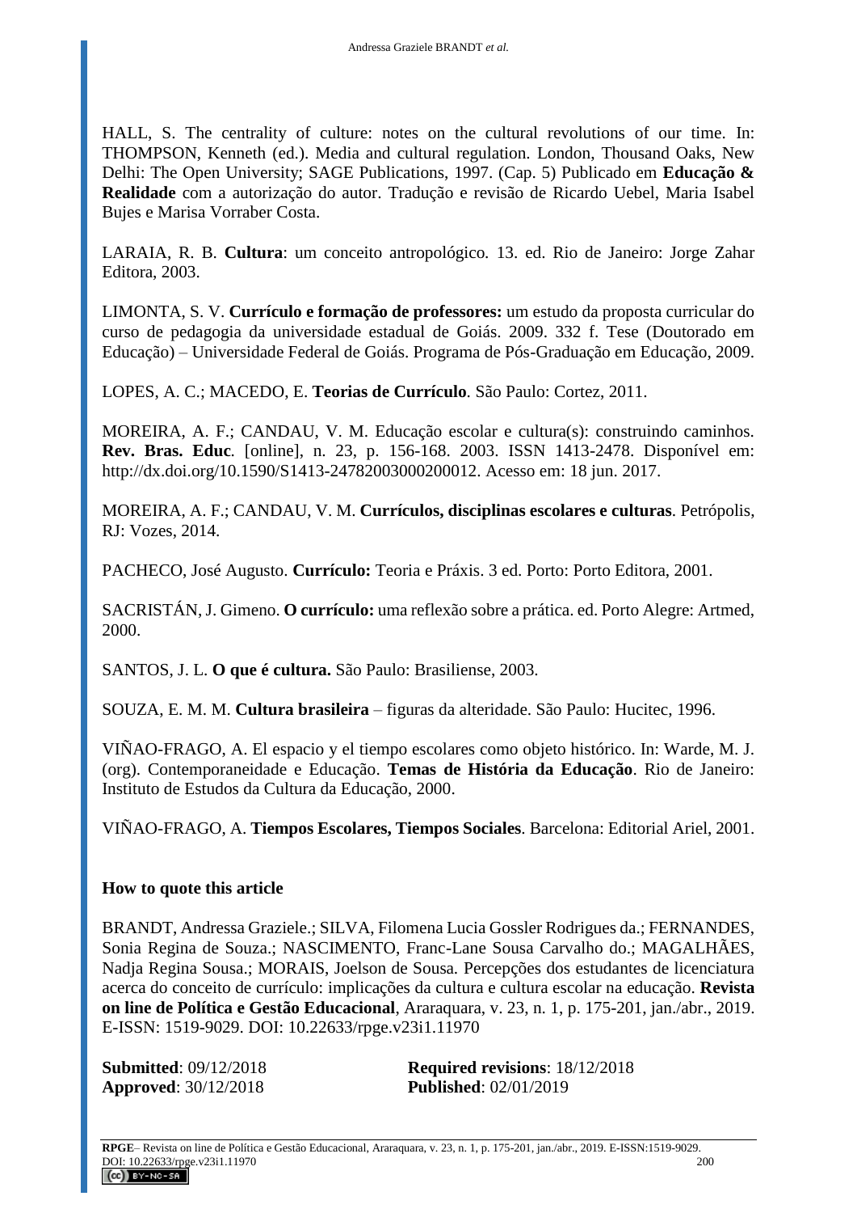HALL, S. The centrality of culture: notes on the cultural revolutions of our time. In: THOMPSON, Kenneth (ed.). Media and cultural regulation. London, Thousand Oaks, New Delhi: The Open University; SAGE Publications, 1997. (Cap. 5) Publicado em **Educação & Realidade** com a autorização do autor. Tradução e revisão de Ricardo Uebel, Maria Isabel Bujes e Marisa Vorraber Costa.

LARAIA, R. B. **Cultura**: um conceito antropológico. 13. ed. Rio de Janeiro: Jorge Zahar Editora, 2003.

LIMONTA, S. V. **Currículo e formação de professores:** um estudo da proposta curricular do curso de pedagogia da universidade estadual de Goiás. 2009. 332 f. Tese (Doutorado em Educação) – Universidade Federal de Goiás. Programa de Pós-Graduação em Educação, 2009.

LOPES, A. C.; MACEDO, E. **Teorias de Currículo**. São Paulo: Cortez, 2011.

MOREIRA, A. F.; CANDAU, V. M. Educação escolar e cultura(s): construindo caminhos. **Rev. Bras. Educ**. [online], n. 23, p. 156-168. 2003. ISSN 1413-2478. Disponível em: http://dx.doi.org/10.1590/S1413-24782003000200012. Acesso em: 18 jun. 2017.

MOREIRA, A. F.; CANDAU, V. M. **Currículos, disciplinas escolares e culturas**. Petrópolis, RJ: Vozes, 2014.

PACHECO, José Augusto. **Currículo:** Teoria e Práxis. 3 ed. Porto: Porto Editora, 2001.

SACRISTÁN, J. Gimeno. **O currículo:** uma reflexão sobre a prática. ed. Porto Alegre: Artmed, 2000.

SANTOS, J. L. **O que é cultura.** São Paulo: Brasiliense, 2003.

SOUZA, E. M. M. **Cultura brasileira** – figuras da alteridade. São Paulo: Hucitec, 1996.

VIÑAO-FRAGO, A. El espacio y el tiempo escolares como objeto histórico. In: Warde, M. J. (org). Contemporaneidade e Educação. **Temas de História da Educação**. Rio de Janeiro: Instituto de Estudos da Cultura da Educação, 2000.

VIÑAO-FRAGO, A. **Tiempos Escolares, Tiempos Sociales**. Barcelona: Editorial Ariel, 2001.

### How to quote this article

BRANDT, Andressa Graziele.; SILVA, Filomena Lucia Gossler Rodrigues da.; FERNANDES, Sonia Regina de Souza.; NASCIMENTO, Franc-Lane Sousa Carvalho do.; MAGALHÃES, Nadja Regina Sousa.; MORAIS, Joelson de Sousa. Percepções dos estudantes de licenciatura acerca do conceito de currículo: implicações da cultura e cultura escolar na educação. **Revista on line de Política e Gestão Educacional**, Araraquara, v. 23, n. 1, p. 175-201, jan./abr., 2019. E-ISSN: 1519-9029. DOI: 10.22633/rpge.v23i1.11970

**Submitted**: 09/12/2018
**Required revisions**: 18/12/2018
**Approved**: 30/12/2018
**Published**: 02/01/2019